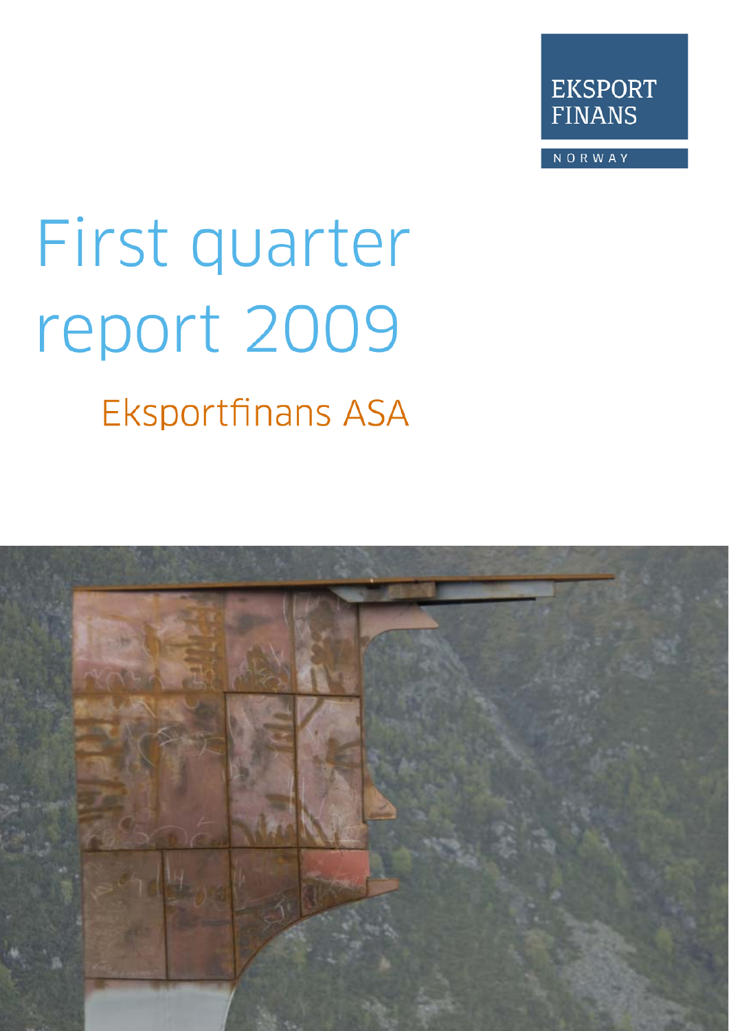EKSPORT FINANS

NORWAY

# First quarter report 2009

## Eksportfinans ASA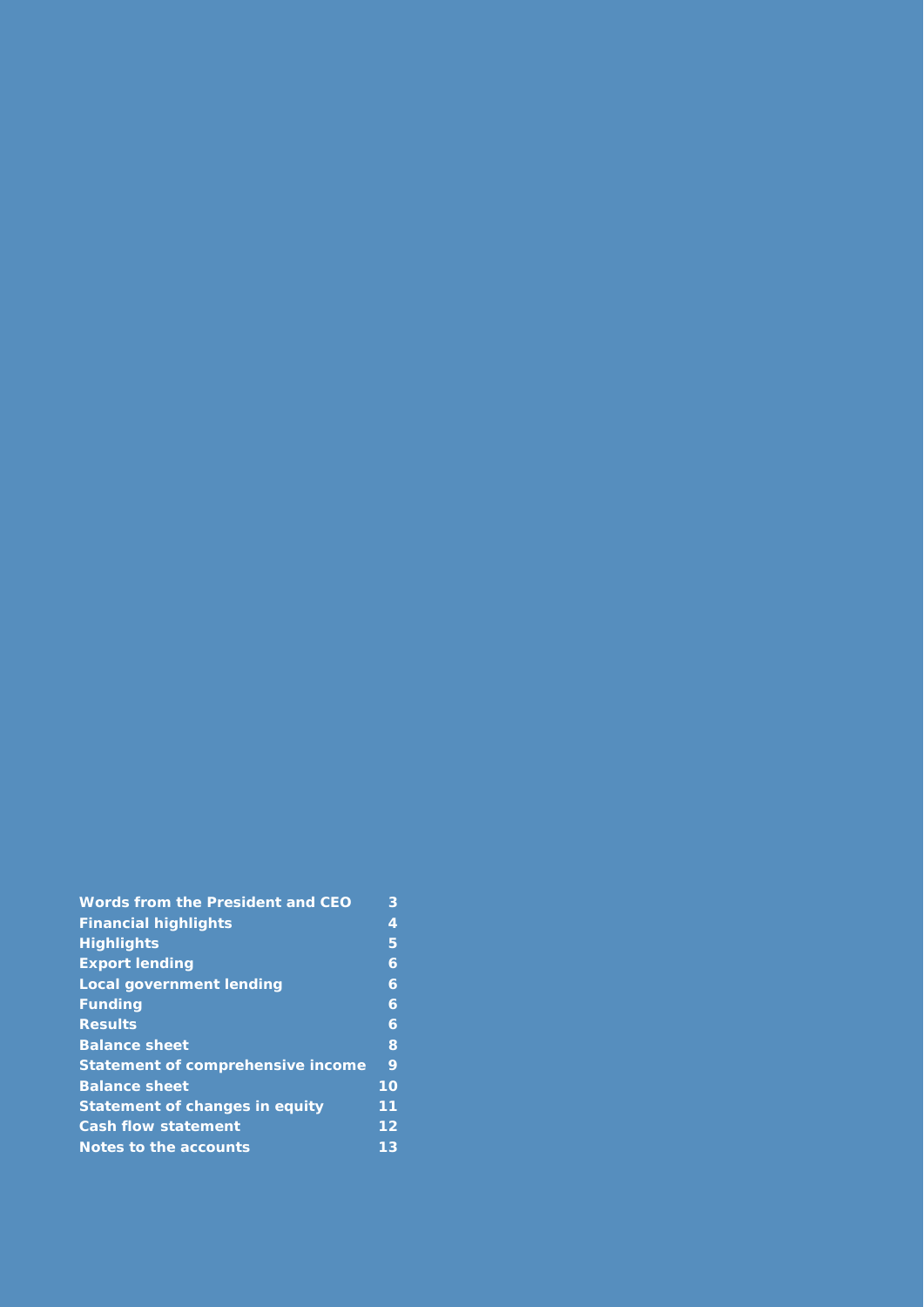| | |
|---|---|
| **Words from the President and CEO** | **3** |
| **Financial highlights** | **4** |
| **Highlights** | **5** |
| **Export lending** | **6** |
| **Local government lending** | **6** |
| **Funding** | **6** |
| **Results** | **6** |
| **Balance sheet** | **8** |
| **Statement of comprehensive income** | **9** |
| **Balance sheet** | **10** |
| **Statement of changes in equity** | **11** |
| **Cash flow statement** | **12** |
| **Notes to the accounts** | **13** |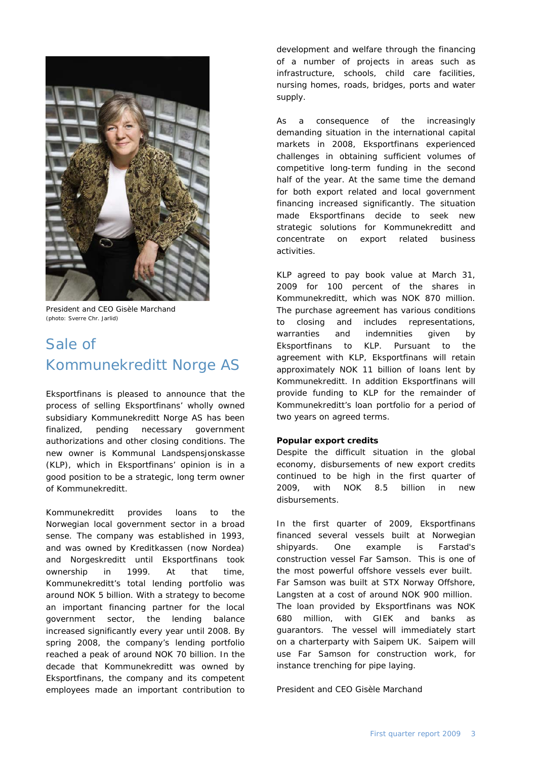President and CEO Gisèle Marchand
(photo: Sverre Chr. Jarlid)

# Sale of Kommunekreditt Norge AS

Eksportfinans is pleased to announce that the process of selling Eksportfinans' wholly owned subsidiary Kommunekreditt Norge AS has been finalized, pending necessary government authorizations and other closing conditions. The new owner is Kommunal Landspensjonskasse (KLP), which in Eksportfinans' opinion is in a good position to be a strategic, long term owner of Kommunekreditt.

Kommunekreditt provides loans to the Norwegian local government sector in a broad sense. The company was established in 1993, and was owned by Kreditkassen (now Nordea) and Norgeskreditt until Eksportfinans took ownership in 1999. At that time, Kommunekreditt's total lending portfolio was around NOK 5 billion. With a strategy to become an important financing partner for the local government sector, the lending balance increased significantly every year until 2008. By spring 2008, the company's lending portfolio reached a peak of around NOK 70 billion. In the decade that Kommunekreditt was owned by Eksportfinans, the company and its competent employees made an important contribution to development and welfare through the financing of a number of projects in areas such as infrastructure, schools, child care facilities, nursing homes, roads, bridges, ports and water supply.

As a consequence of the increasingly demanding situation in the international capital markets in 2008, Eksportfinans experienced challenges in obtaining sufficient volumes of competitive long-term funding in the second half of the year. At the same time the demand for both export related and local government financing increased significantly. The situation made Eksportfinans decide to seek new strategic solutions for Kommunekreditt and concentrate on export related business activities.

KLP agreed to pay book value at March 31, 2009 for 100 percent of the shares in Kommunekreditt, which was NOK 870 million. The purchase agreement has various conditions to closing and includes representations, warranties and indemnities given by Eksportfinans to KLP. Pursuant to the agreement with KLP, Eksportfinans will retain approximately NOK 11 billion of loans lent by Kommunekreditt. In addition Eksportfinans will provide funding to KLP for the remainder of Kommunekreditt's loan portfolio for a period of two years on agreed terms.

**Popular export credits**

Despite the difficult situation in the global economy, disbursements of new export credits continued to be high in the first quarter of 2009, with NOK 8.5 billion in new disbursements.

In the first quarter of 2009, Eksportfinans financed several vessels built at Norwegian shipyards. One example is Farstad's construction vessel Far Samson. This is one of the most powerful offshore vessels ever built. Far Samson was built at STX Norway Offshore, Langsten at a cost of around NOK 900 million. The loan provided by Eksportfinans was NOK 680 million, with GIEK and banks as guarantors. The vessel will immediately start on a charterparty with Saipem UK. Saipem will use Far Samson for construction work, for instance trenching for pipe laying.

President and CEO Gisèle Marchand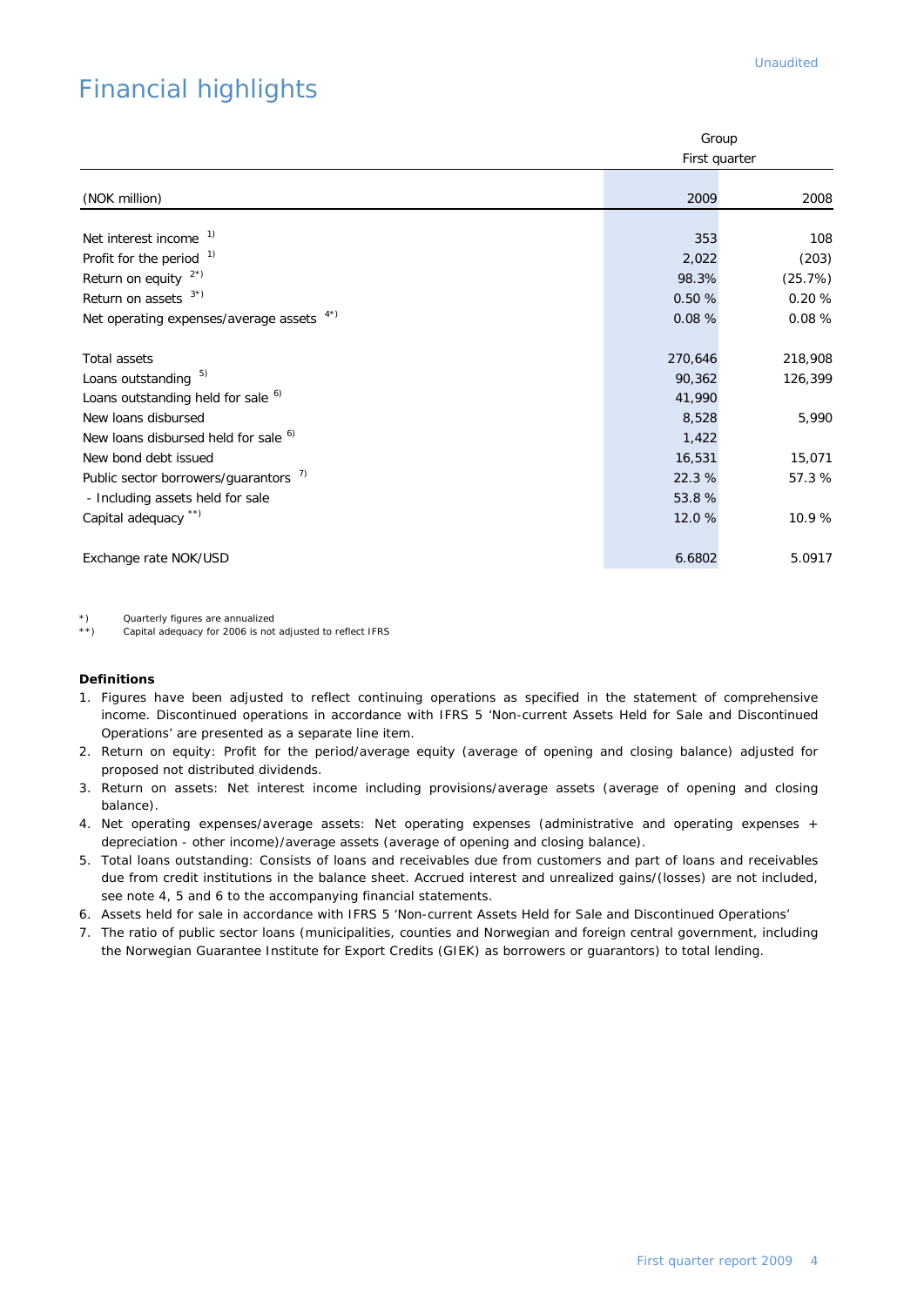Unaudited

# Financial highlights

| | Group | |
|---|---|---|
| | First quarter | |
| (NOK million) | 2009 | 2008 |
| Net interest income [1)] | 353 | 108 |
| Profit for the period [1)] | 2,022 | (203) |
| Return on equity [2*)] | 98.3% | (25.7%) |
| Return on assets [3*)] | 0.50 % | 0.20 % |
| Net operating expenses/average assets [4*)] | 0.08 % | 0.08 % |
| | | |
| Total assets | 270,646 | 218,908 |
| Loans outstanding [5)] | 90,362 | 126,399 |
| Loans outstanding held for sale [6)] | 41,990 | |
| New loans disbursed | 8,528 | 5,990 |
| New loans disbursed held for sale [6)] | 1,422 | |
| New bond debt issued | 16,531 | 15,071 |
| Public sector borrowers/guarantors [7)] | 22.3 % | 57.3 % |
| - Including assets held for sale | 53.8 % | |
| Capital adequacy [**)] | 12.0 % | 10.9 % |
| | | |
| Exchange rate NOK/USD | 6.6802 | 5.0917 |

*) Quarterly figures are annualized
**) Capital adequacy for 2006 is not adjusted to reflect IFRS

**Definitions**

1. Figures have been adjusted to reflect continuing operations as specified in the statement of comprehensive income. Discontinued operations in accordance with IFRS 5 'Non-current Assets Held for Sale and Discontinued Operations' are presented as a separate line item.
2. Return on equity: Profit for the period/average equity (average of opening and closing balance) adjusted for proposed not distributed dividends.
3. Return on assets: Net interest income including provisions/average assets (average of opening and closing balance).
4. Net operating expenses/average assets: Net operating expenses (administrative and operating expenses + depreciation - other income)/average assets (average of opening and closing balance).
5. Total loans outstanding: Consists of loans and receivables due from customers and part of loans and receivables due from credit institutions in the balance sheet. Accrued interest and unrealized gains/(losses) are not included, see note 4, 5 and 6 to the accompanying financial statements.
6. Assets held for sale in accordance with IFRS 5 'Non-current Assets Held for Sale and Discontinued Operations'
7. The ratio of public sector loans (municipalities, counties and Norwegian and foreign central government, including the Norwegian Guarantee Institute for Export Credits (GIEK) as borrowers or guarantors) to total lending.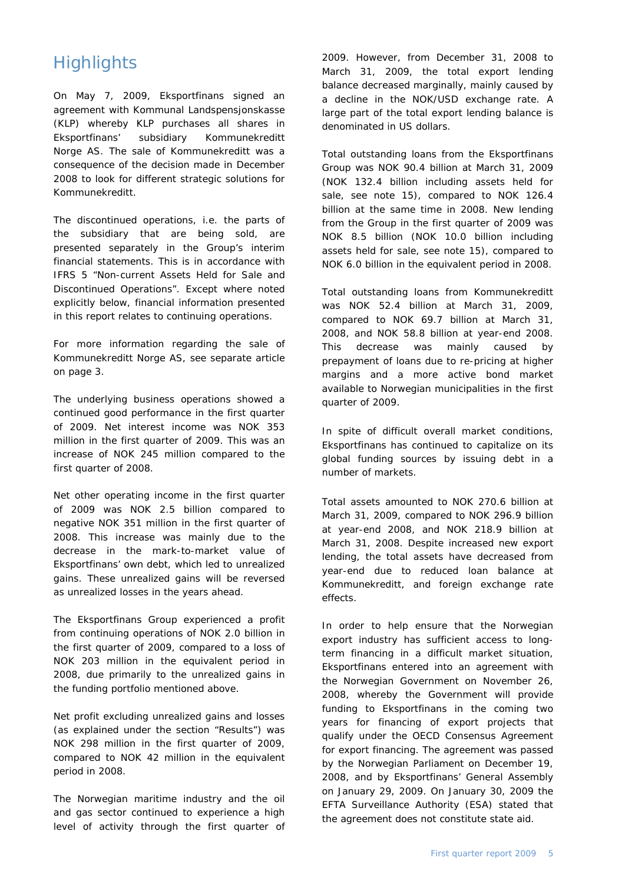# Highlights

On May 7, 2009, Eksportfinans signed an agreement with Kommunal Landspensjonskasse (KLP) whereby KLP purchases all shares in Eksportfinans' subsidiary Kommunekreditt Norge AS. The sale of Kommunekreditt was a consequence of the decision made in December 2008 to look for different strategic solutions for Kommunekreditt.

The discontinued operations, i.e. the parts of the subsidiary that are being sold, are presented separately in the Group's interim financial statements. This is in accordance with IFRS 5 "Non-current Assets Held for Sale and Discontinued Operations". Except where noted explicitly below, financial information presented in this report relates to continuing operations.

For more information regarding the sale of Kommunekreditt Norge AS, see separate article on page 3.

The underlying business operations showed a continued good performance in the first quarter of 2009. Net interest income was NOK 353 million in the first quarter of 2009. This was an increase of NOK 245 million compared to the first quarter of 2008.

Net other operating income in the first quarter of 2009 was NOK 2.5 billion compared to negative NOK 351 million in the first quarter of 2008. This increase was mainly due to the decrease in the mark-to-market value of Eksportfinans' own debt, which led to unrealized gains. These unrealized gains will be reversed as unrealized losses in the years ahead.

The Eksportfinans Group experienced a profit from continuing operations of NOK 2.0 billion in the first quarter of 2009, compared to a loss of NOK 203 million in the equivalent period in 2008, due primarily to the unrealized gains in the funding portfolio mentioned above.

Net profit excluding unrealized gains and losses (as explained under the section "Results") was NOK 298 million in the first quarter of 2009, compared to NOK 42 million in the equivalent period in 2008.

The Norwegian maritime industry and the oil and gas sector continued to experience a high level of activity through the first quarter of 2009. However, from December 31, 2008 to March 31, 2009, the total export lending balance decreased marginally, mainly caused by a decline in the NOK/USD exchange rate. A large part of the total export lending balance is denominated in US dollars.

Total outstanding loans from the Eksportfinans Group was NOK 90.4 billion at March 31, 2009 (NOK 132.4 billion including assets held for sale, see note 15), compared to NOK 126.4 billion at the same time in 2008. New lending from the Group in the first quarter of 2009 was NOK 8.5 billion (NOK 10.0 billion including assets held for sale, see note 15), compared to NOK 6.0 billion in the equivalent period in 2008.

Total outstanding loans from Kommunekreditt was NOK 52.4 billion at March 31, 2009, compared to NOK 69.7 billion at March 31, 2008, and NOK 58.8 billion at year-end 2008. This decrease was mainly caused by prepayment of loans due to re-pricing at higher margins and a more active bond market available to Norwegian municipalities in the first quarter of 2009.

In spite of difficult overall market conditions, Eksportfinans has continued to capitalize on its global funding sources by issuing debt in a number of markets.

Total assets amounted to NOK 270.6 billion at March 31, 2009, compared to NOK 296.9 billion at year-end 2008, and NOK 218.9 billion at March 31, 2008. Despite increased new export lending, the total assets have decreased from year-end due to reduced loan balance at Kommunekreditt, and foreign exchange rate effects.

In order to help ensure that the Norwegian export industry has sufficient access to long-term financing in a difficult market situation, Eksportfinans entered into an agreement with the Norwegian Government on November 26, 2008, whereby the Government will provide funding to Eksportfinans in the coming two years for financing of export projects that qualify under the OECD Consensus Agreement for export financing. The agreement was passed by the Norwegian Parliament on December 19, 2008, and by Eksportfinans' General Assembly on January 29, 2009. On January 30, 2009 the EFTA Surveillance Authority (ESA) stated that the agreement does not constitute state aid.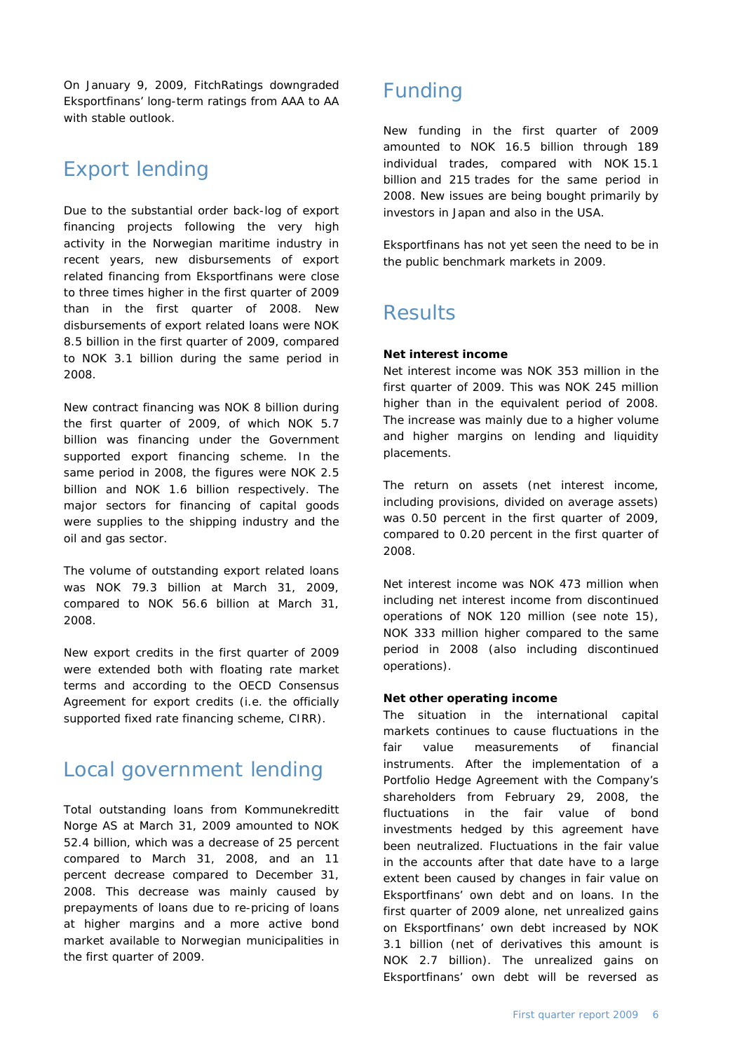On January 9, 2009, FitchRatings downgraded Eksportfinans' long-term ratings from AAA to AA with stable outlook.

## Export lending

Due to the substantial order back-log of export financing projects following the very high activity in the Norwegian maritime industry in recent years, new disbursements of export related financing from Eksportfinans were close to three times higher in the first quarter of 2009 than in the first quarter of 2008. New disbursements of export related loans were NOK 8.5 billion in the first quarter of 2009, compared to NOK 3.1 billion during the same period in 2008.

New contract financing was NOK 8 billion during the first quarter of 2009, of which NOK 5.7 billion was financing under the Government supported export financing scheme. In the same period in 2008, the figures were NOK 2.5 billion and NOK 1.6 billion respectively. The major sectors for financing of capital goods were supplies to the shipping industry and the oil and gas sector.

The volume of outstanding export related loans was NOK 79.3 billion at March 31, 2009, compared to NOK 56.6 billion at March 31, 2008.

New export credits in the first quarter of 2009 were extended both with floating rate market terms and according to the OECD Consensus Agreement for export credits (i.e. the officially supported fixed rate financing scheme, CIRR).

## Local government lending

Total outstanding loans from Kommunekreditt Norge AS at March 31, 2009 amounted to NOK 52.4 billion, which was a decrease of 25 percent compared to March 31, 2008, and an 11 percent decrease compared to December 31, 2008. This decrease was mainly caused by prepayments of loans due to re-pricing of loans at higher margins and a more active bond market available to Norwegian municipalities in the first quarter of 2009.

## Funding

New funding in the first quarter of 2009 amounted to NOK 16.5 billion through 189 individual trades, compared with NOK 15.1 billion and 215 trades for the same period in 2008. New issues are being bought primarily by investors in Japan and also in the USA.

Eksportfinans has not yet seen the need to be in the public benchmark markets in 2009.

## Results

**Net interest income**

Net interest income was NOK 353 million in the first quarter of 2009. This was NOK 245 million higher than in the equivalent period of 2008. The increase was mainly due to a higher volume and higher margins on lending and liquidity placements.

The return on assets (net interest income, including provisions, divided on average assets) was 0.50 percent in the first quarter of 2009, compared to 0.20 percent in the first quarter of 2008.

Net interest income was NOK 473 million when including net interest income from discontinued operations of NOK 120 million (see note 15), NOK 333 million higher compared to the same period in 2008 (also including discontinued operations).

**Net other operating income**

The situation in the international capital markets continues to cause fluctuations in the fair value measurements of financial instruments. After the implementation of a Portfolio Hedge Agreement with the Company's shareholders from February 29, 2008, the fluctuations in the fair value of bond investments hedged by this agreement have been neutralized. Fluctuations in the fair value in the accounts after that date have to a large extent been caused by changes in fair value on Eksportfinans' own debt and on loans. In the first quarter of 2009 alone, net unrealized gains on Eksportfinans' own debt increased by NOK 3.1 billion (net of derivatives this amount is NOK 2.7 billion). The unrealized gains on Eksportfinans' own debt will be reversed as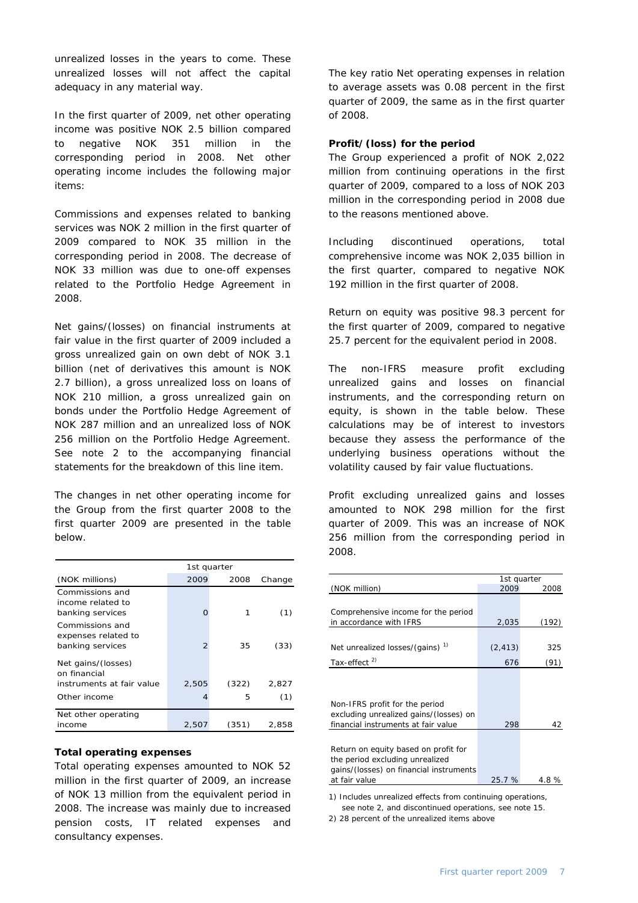unrealized losses in the years to come. These unrealized losses will not affect the capital adequacy in any material way.

In the first quarter of 2009, net other operating income was positive NOK 2.5 billion compared to negative NOK 351 million in the corresponding period in 2008. Net other operating income includes the following major items:

Commissions and expenses related to banking services was NOK 2 million in the first quarter of 2009 compared to NOK 35 million in the corresponding period in 2008. The decrease of NOK 33 million was due to one-off expenses related to the Portfolio Hedge Agreement in 2008.

Net gains/(losses) on financial instruments at fair value in the first quarter of 2009 included a gross unrealized gain on own debt of NOK 3.1 billion (net of derivatives this amount is NOK 2.7 billion), a gross unrealized loss on loans of NOK 210 million, a gross unrealized gain on bonds under the Portfolio Hedge Agreement of NOK 287 million and an unrealized loss of NOK 256 million on the Portfolio Hedge Agreement. See note 2 to the accompanying financial statements for the breakdown of this line item.

The changes in net other operating income for the Group from the first quarter 2008 to the first quarter 2009 are presented in the table below.

| | 1st quarter | | |
|---|---|---|---|
| (NOK millions) | 2009 | 2008 | Change |
| Commissions and income related to banking services | 0 | 1 | (1) |
| Commissions and expenses related to banking services | 2 | 35 | (33) |
| Net gains/(losses) on financial instruments at fair value | 2,505 | (322) | 2,827 |
| Other income | 4 | 5 | (1) |
| Net other operating income | 2,507 | (351) | 2,858 |

**Total operating expenses**

Total operating expenses amounted to NOK 52 million in the first quarter of 2009, an increase of NOK 13 million from the equivalent period in 2008. The increase was mainly due to increased pension costs, IT related expenses and consultancy expenses.

The key ratio Net operating expenses in relation to average assets was 0.08 percent in the first quarter of 2009, the same as in the first quarter of 2008.

**Profit/(loss) for the period**

The Group experienced a profit of NOK 2,022 million from continuing operations in the first quarter of 2009, compared to a loss of NOK 203 million in the corresponding period in 2008 due to the reasons mentioned above.

Including discontinued operations, total comprehensive income was NOK 2,035 billion in the first quarter, compared to negative NOK 192 million in the first quarter of 2008.

Return on equity was positive 98.3 percent for the first quarter of 2009, compared to negative 25.7 percent for the equivalent period in 2008.

The non-IFRS measure profit excluding unrealized gains and losses on financial instruments, and the corresponding return on equity, is shown in the table below. These calculations may be of interest to investors because they assess the performance of the underlying business operations without the volatility caused by fair value fluctuations.

Profit excluding unrealized gains and losses amounted to NOK 298 million for the first quarter of 2009. This was an increase of NOK 256 million from the corresponding period in 2008.

| | 1st quarter | |
|---|---|---|
| (NOK million) | 2009 | 2008 |
| Comprehensive income for the period in accordance with IFRS | 2,035 | (192) |
| Net unrealized losses/(gains) [1] | (2,413) | 325 |
| Tax-effect [2] | 676 | (91) |
| Non-IFRS profit for the period excluding unrealized gains/(losses) on financial instruments at fair value | 298 | 42 |
| Return on equity based on profit for the period excluding unrealized gains/(losses) on financial instruments at fair value | 25.7 % | 4.8 % |

1) Includes unrealized effects from continuing operations, see note 2, and discontinued operations, see note 15.

2) 28 percent of the unrealized items above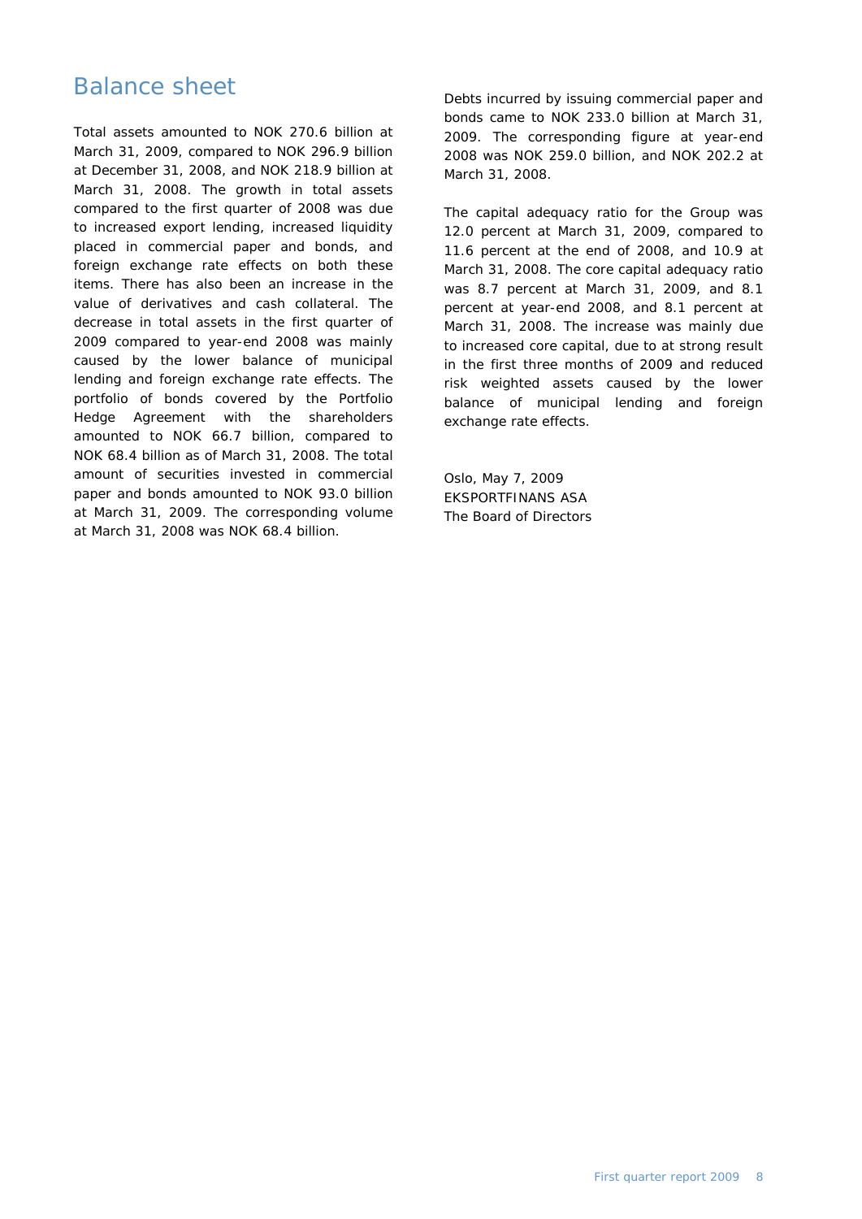## Balance sheet

Total assets amounted to NOK 270.6 billion at March 31, 2009, compared to NOK 296.9 billion at December 31, 2008, and NOK 218.9 billion at March 31, 2008. The growth in total assets compared to the first quarter of 2008 was due to increased export lending, increased liquidity placed in commercial paper and bonds, and foreign exchange rate effects on both these items. There has also been an increase in the value of derivatives and cash collateral. The decrease in total assets in the first quarter of 2009 compared to year-end 2008 was mainly caused by the lower balance of municipal lending and foreign exchange rate effects. The portfolio of bonds covered by the Portfolio Hedge Agreement with the shareholders amounted to NOK 66.7 billion, compared to NOK 68.4 billion as of March 31, 2008. The total amount of securities invested in commercial paper and bonds amounted to NOK 93.0 billion at March 31, 2009. The corresponding volume at March 31, 2008 was NOK 68.4 billion.

Debts incurred by issuing commercial paper and bonds came to NOK 233.0 billion at March 31, 2009. The corresponding figure at year-end 2008 was NOK 259.0 billion, and NOK 202.2 at March 31, 2008.

The capital adequacy ratio for the Group was 12.0 percent at March 31, 2009, compared to 11.6 percent at the end of 2008, and 10.9 at March 31, 2008. The core capital adequacy ratio was 8.7 percent at March 31, 2009, and 8.1 percent at year-end 2008, and 8.1 percent at March 31, 2008. The increase was mainly due to increased core capital, due to at strong result in the first three months of 2009 and reduced risk weighted assets caused by the lower balance of municipal lending and foreign exchange rate effects.

Oslo, May 7, 2009  
EKSPORTFINANS ASA  
The Board of Directors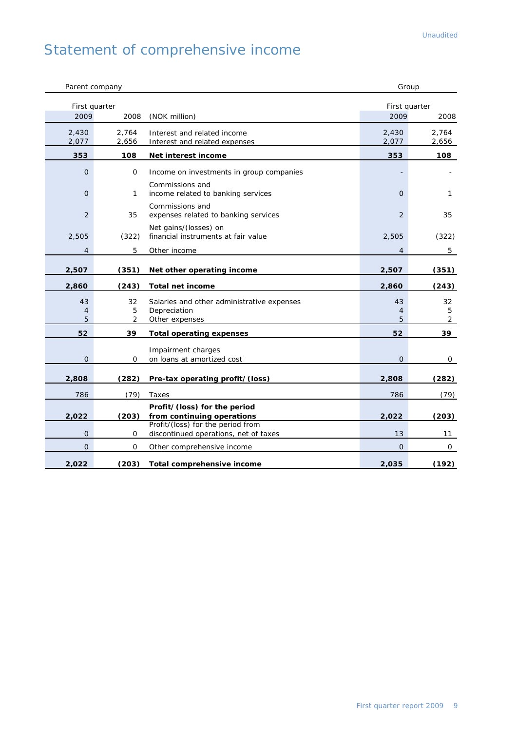Unaudited

# Statement of comprehensive income

| Parent company | | | Group | |
|---|---|---|---|---|
| First quarter | | | First quarter | |
| 2009 | 2008 | (NOK million) | 2009 | 2008 |
| 2,430 | 2,764 | Interest and related income | 2,430 | 2,764 |
| 2,077 | 2,656 | Interest and related expenses | 2,077 | 2,656 |
| **353** | **108** | **Net interest income** | **353** | **108** |
| 0 | 0 | Income on investments in group companies | - | - |
| 0 | 1 | Commissions and income related to banking services | 0 | 1 |
| 2 | 35 | Commissions and expenses related to banking services | 2 | 35 |
| 2,505 | (322) | Net gains/(losses) on financial instruments at fair value | 2,505 | (322) |
| 4 | 5 | Other income | 4 | 5 |
| **2,507** | **(351)** | **Net other operating income** | **2,507** | **(351)** |
| **2,860** | **(243)** | **Total net income** | **2,860** | **(243)** |
| 43 | 32 | Salaries and other administrative expenses | 43 | 32 |
| 4 | 5 | Depreciation | 4 | 5 |
| 5 | 2 | Other expenses | 5 | 2 |
| **52** | **39** | **Total operating expenses** | **52** | **39** |
| 0 | 0 | Impairment charges on loans at amortized cost | 0 | 0 |
| **2,808** | **(282)** | **Pre-tax operating profit/(loss)** | **2,808** | **(282)** |
| 786 | (79) | Taxes | 786 | (79) |
| **2,022** | **(203)** | **Profit/(loss) for the period from continuing operations** | **2,022** | **(203)** |
| 0 | 0 | Profit/(loss) for the period from discontinued operations, net of taxes | 13 | 11 |
| 0 | 0 | Other comprehensive income | 0 | 0 |
| **2,022** | **(203)** | **Total comprehensive income** | **2,035** | **(192)** |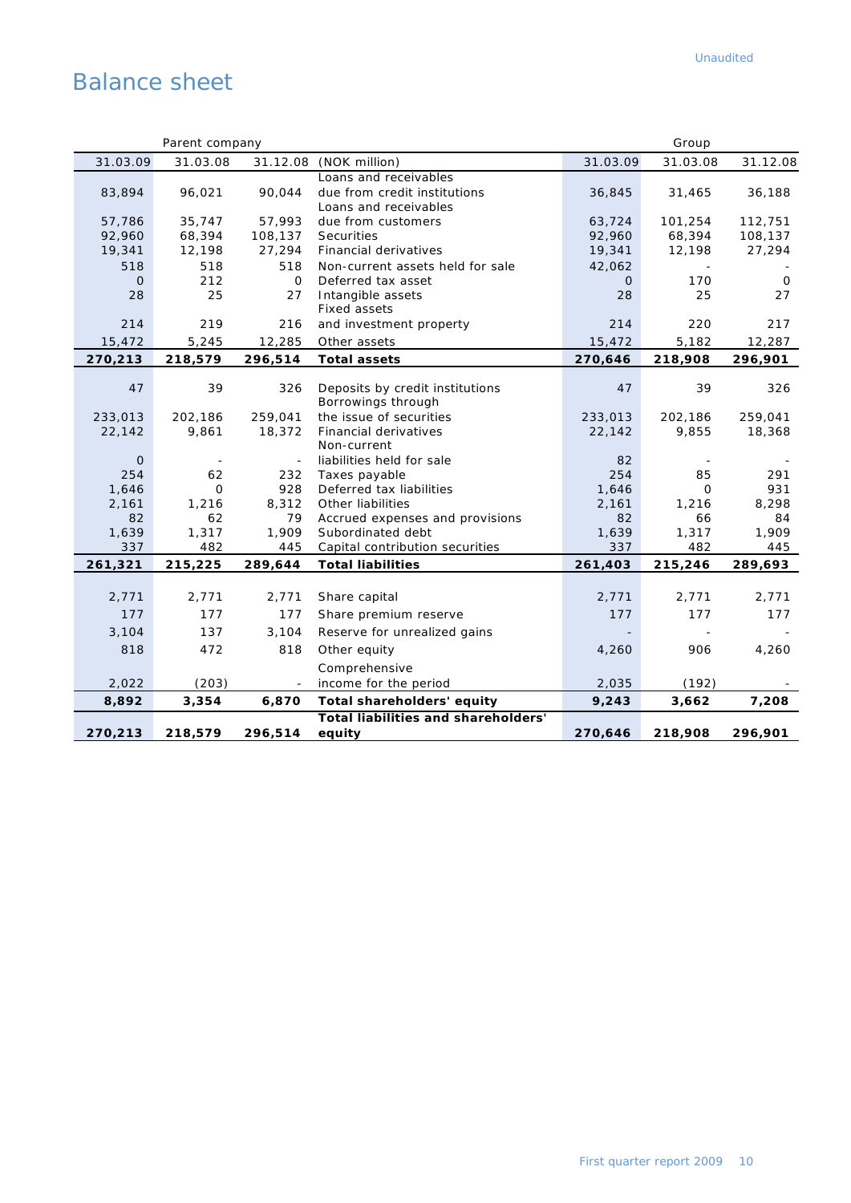Unaudited

# Balance sheet

| Parent company | | | | Group | | |
|---|---|---|---|---|---|---|
| 31.03.09 | 31.03.08 | 31.12.08 | (NOK million) | 31.03.09 | 31.03.08 | 31.12.08 |
| 83,894 | 96,021 | 90,044 | Loans and receivables due from credit institutions | 36,845 | 31,465 | 36,188 |
| 57,786 | 35,747 | 57,993 | Loans and receivables due from customers | 63,724 | 101,254 | 112,751 |
| 92,960 | 68,394 | 108,137 | Securities | 92,960 | 68,394 | 108,137 |
| 19,341 | 12,198 | 27,294 | Financial derivatives | 19,341 | 12,198 | 27,294 |
| 518 | 518 | 518 | Non-current assets held for sale | 42,062 | - | - |
| 0 | 212 | 0 | Deferred tax asset | 0 | 170 | 0 |
| 28 | 25 | 27 | Intangible assets | 28 | 25 | 27 |
| 214 | 219 | 216 | Fixed assets and investment property | 214 | 220 | 217 |
| 15,472 | 5,245 | 12,285 | Other assets | 15,472 | 5,182 | 12,287 |
| **270,213** | **218,579** | **296,514** | **Total assets** | **270,646** | **218,908** | **296,901** |
| | | | | | | |
| 47 | 39 | 326 | Deposits by credit institutions | 47 | 39 | 326 |
| 233,013 | 202,186 | 259,041 | Borrowings through the issue of securities | 233,013 | 202,186 | 259,041 |
| 22,142 | 9,861 | 18,372 | Financial derivatives | 22,142 | 9,855 | 18,368 |
| 0 | - | - | Non-current liabilities held for sale | 82 | - | - |
| 254 | 62 | 232 | Taxes payable | 254 | 85 | 291 |
| 1,646 | 0 | 928 | Deferred tax liabilities | 1,646 | 0 | 931 |
| 2,161 | 1,216 | 8,312 | Other liabilities | 2,161 | 1,216 | 8,298 |
| 82 | 62 | 79 | Accrued expenses and provisions | 82 | 66 | 84 |
| 1,639 | 1,317 | 1,909 | Subordinated debt | 1,639 | 1,317 | 1,909 |
| 337 | 482 | 445 | Capital contribution securities | 337 | 482 | 445 |
| **261,321** | **215,225** | **289,644** | **Total liabilities** | **261,403** | **215,246** | **289,693** |
| | | | | | | |
| 2,771 | 2,771 | 2,771 | Share capital | 2,771 | 2,771 | 2,771 |
| 177 | 177 | 177 | Share premium reserve | 177 | 177 | 177 |
| 3,104 | 137 | 3,104 | Reserve for unrealized gains | - | - | - |
| 818 | 472 | 818 | Other equity | 4,260 | 906 | 4,260 |
| 2,022 | (203) | - | Comprehensive income for the period | 2,035 | (192) | - |
| **8,892** | **3,354** | **6,870** | **Total shareholders' equity** | **9,243** | **3,662** | **7,208** |
| **270,213** | **218,579** | **296,514** | **Total liabilities and shareholders' equity** | **270,646** | **218,908** | **296,901** |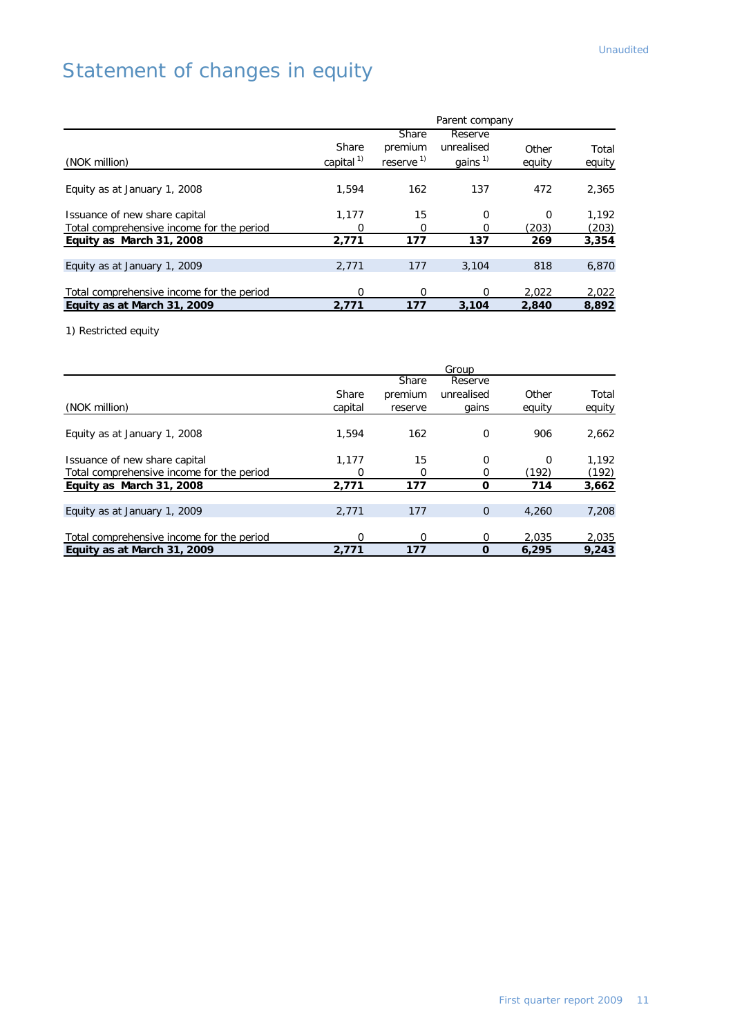Unaudited

# Statement of changes in equity

| | Parent company | | | | |
|---|---|---|---|---|---|
| (NOK million) | Share capital [1] | Share premium reserve [1] | Reserve unrealised gains [1] | Other equity | Total equity |
| Equity as at January 1, 2008 | 1,594 | 162 | 137 | 472 | 2,365 |
| Issuance of new share capital | 1,177 | 15 | 0 | 0 | 1,192 |
| Total comprehensive income for the period | 0 | 0 | 0 | (203) | (203) |
| **Equity as March 31, 2008** | **2,771** | **177** | **137** | **269** | **3,354** |
| Equity as at January 1, 2009 | 2,771 | 177 | 3,104 | 818 | 6,870 |
| Total comprehensive income for the period | 0 | 0 | 0 | 2,022 | 2,022 |
| **Equity as at March 31, 2009** | **2,771** | **177** | **3,104** | **2,840** | **8,892** |

1) Restricted equity

| | Group | | | | |
|---|---|---|---|---|---|
| (NOK million) | Share capital | Share premium reserve | Reserve unrealised gains | Other equity | Total equity |
| Equity as at January 1, 2008 | 1,594 | 162 | 0 | 906 | 2,662 |
| Issuance of new share capital | 1,177 | 15 | 0 | 0 | 1,192 |
| Total comprehensive income for the period | 0 | 0 | 0 | (192) | (192) |
| **Equity as March 31, 2008** | **2,771** | **177** | **0** | **714** | **3,662** |
| Equity as at January 1, 2009 | 2,771 | 177 | 0 | 4,260 | 7,208 |
| Total comprehensive income for the period | 0 | 0 | 0 | 2,035 | 2,035 |
| **Equity as at March 31, 2009** | **2,771** | **177** | **0** | **6,295** | **9,243** |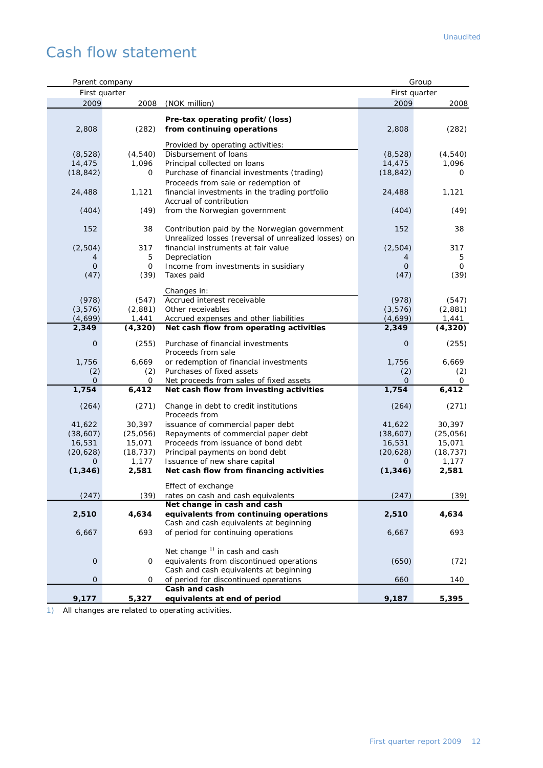Unaudited

# Cash flow statement

| Parent company | | | Group | |
|---|---|---|---|---|
| First quarter | | | First quarter | |
| 2009 | 2008 | (NOK million) | 2009 | 2008 |
| 2,808 | (282) | **Pre-tax operating profit/ (loss) from continuing operations** | 2,808 | (282) |
| | | Provided by operating activities: | | |
| (8,528) | (4,540) | Disbursement of loans | (8,528) | (4,540) |
| 14,475 | 1,096 | Principal collected on loans | 14,475 | 1,096 |
| (18,842) | 0 | Purchase of financial investments (trading) | (18,842) | 0 |
| 24,488 | 1,121 | Proceeds from sale or redemption of financial investments in the trading portfolio | 24,488 | 1,121 |
| (404) | (49) | Accrual of contribution from the Norwegian government | (404) | (49) |
| 152 | 38 | Contribution paid by the Norwegian government | 152 | 38 |
| (2,504) | 317 | Unrealized losses (reversal of unrealized losses) on financial instruments at fair value | (2,504) | 317 |
| 4 | 5 | Depreciation | 4 | 5 |
| 0 | 0 | Income from investments in susidiary | 0 | 0 |
| (47) | (39) | Taxes paid | (47) | (39) |
| | | Changes in: | | |
| (978) | (547) | Accrued interest receivable | (978) | (547) |
| (3,576) | (2,881) | Other receivables | (3,576) | (2,881) |
| (4,699) | 1,441 | Accrued expenses and other liabilities | (4,699) | 1,441 |
| **2,349** | **(4,320)** | **Net cash flow from operating activities** | **2,349** | **(4,320)** |
| 0 | (255) | Purchase of financial investments | 0 | (255) |
| 1,756 | 6,669 | Proceeds from sale or redemption of financial investments | 1,756 | 6,669 |
| (2) | (2) | Purchases of fixed assets | (2) | (2) |
| 0 | 0 | Net proceeds from sales of fixed assets | 0 | 0 |
| **1,754** | **6,412** | **Net cash flow from investing activities** | **1,754** | **6,412** |
| (264) | (271) | Change in debt to credit institutions | (264) | (271) |
| 41,622 | 30,397 | Proceeds from issuance of commercial paper debt | 41,622 | 30,397 |
| (38,607) | (25,056) | Repayments of commercial paper debt | (38,607) | (25,056) |
| 16,531 | 15,071 | Proceeds from issuance of bond debt | 16,531 | 15,071 |
| (20,628) | (18,737) | Principal payments on bond debt | (20,628) | (18,737) |
| 0 | 1,177 | Issuance of new share capital | 0 | 1,177 |
| **(1,346)** | **2,581** | **Net cash flow from financing activities** | **(1,346)** | **2,581** |
| (247) | (39) | Effect of exchange rates on cash and cash equivalents | (247) | (39) |
| **2,510** | **4,634** | **Net change in cash and cash equivalents from continuing operations** | **2,510** | **4,634** |
| 6,667 | 693 | Cash and cash equivalents at beginning of period for continuing operations | 6,667 | 693 |
| 0 | 0 | Net change [1] in cash and cash equivalents from discontinued operations | (650) | (72) |
| 0 | 0 | Cash and cash equivalents at beginning of period for discontinued operations | 660 | 140 |
| **9,177** | **5,327** | **Cash and cash equivalents at end of period** | **9,187** | **5,395** |

1) All changes are related to operating activities.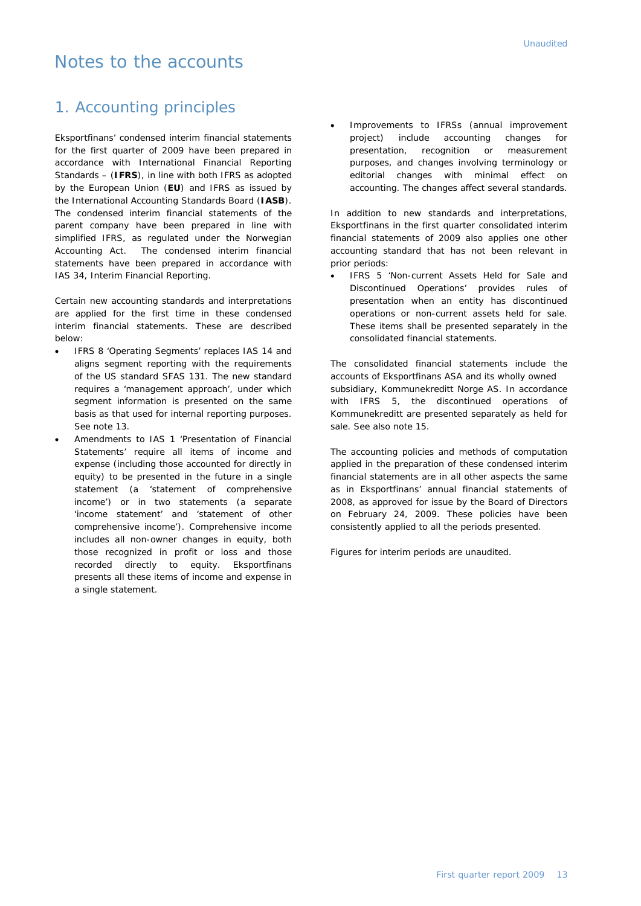# Notes to the accounts

## 1. Accounting principles

Eksportfinans' condensed interim financial statements for the first quarter of 2009 have been prepared in accordance with International Financial Reporting Standards – (**IFRS**), in line with both IFRS as adopted by the European Union (**EU**) and IFRS as issued by the International Accounting Standards Board (**IASB**). The condensed interim financial statements of the parent company have been prepared in line with simplified IFRS, as regulated under the Norwegian Accounting Act. The condensed interim financial statements have been prepared in accordance with IAS 34, Interim Financial Reporting.

Certain new accounting standards and interpretations are applied for the first time in these condensed interim financial statements. These are described below:

- IFRS 8 'Operating Segments' replaces IAS 14 and aligns segment reporting with the requirements of the US standard SFAS 131. The new standard requires a 'management approach', under which segment information is presented on the same basis as that used for internal reporting purposes. See note 13.
- Amendments to IAS 1 'Presentation of Financial Statements' require all items of income and expense (including those accounted for directly in equity) to be presented in the future in a single statement (a 'statement of comprehensive income') or in two statements (a separate 'income statement' and 'statement of other comprehensive income'). Comprehensive income includes all non-owner changes in equity, both those recognized in profit or loss and those recorded directly to equity. Eksportfinans presents all these items of income and expense in a single statement.
- Improvements to IFRSs (annual improvement project) include accounting changes for presentation, recognition or measurement purposes, and changes involving terminology or editorial changes with minimal effect on accounting. The changes affect several standards.

In addition to new standards and interpretations, Eksportfinans in the first quarter consolidated interim financial statements of 2009 also applies one other accounting standard that has not been relevant in prior periods:

- IFRS 5 'Non-current Assets Held for Sale and Discontinued Operations' provides rules of presentation when an entity has discontinued operations or non-current assets held for sale. These items shall be presented separately in the consolidated financial statements.

The consolidated financial statements include the accounts of Eksportfinans ASA and its wholly owned subsidiary, Kommunekreditt Norge AS. In accordance with IFRS 5, the discontinued operations of Kommunekreditt are presented separately as held for sale. See also note 15.

The accounting policies and methods of computation applied in the preparation of these condensed interim financial statements are in all other aspects the same as in Eksportfinans' annual financial statements of 2008, as approved for issue by the Board of Directors on February 24, 2009. These policies have been consistently applied to all the periods presented.

Figures for interim periods are unaudited.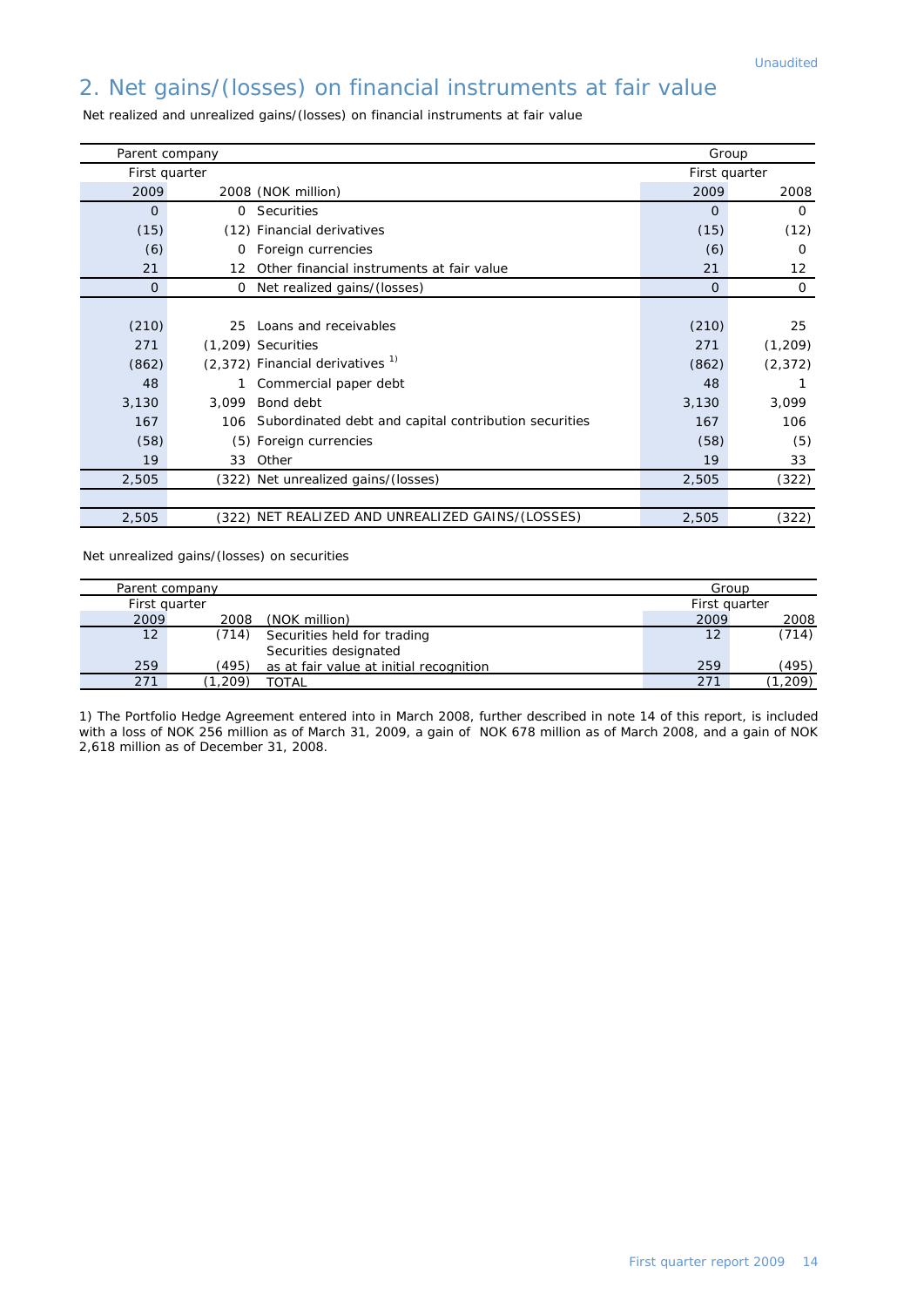Unaudited

# 2. Net gains/(losses) on financial instruments at fair value

Net realized and unrealized gains/(losses) on financial instruments at fair value

| Parent company | | | Group | |
|---|---|---|---|---|
| First quarter | | | First quarter | |
| 2009 | 2008 | (NOK million) | 2009 | 2008 |
| 0 | 0 | Securities | 0 | 0 |
| (15) | (12) | Financial derivatives | (15) | (12) |
| (6) | 0 | Foreign currencies | (6) | 0 |
| 21 | 12 | Other financial instruments at fair value | 21 | 12 |
| 0 | 0 | Net realized gains/(losses) | 0 | 0 |
| | | | | |
| (210) | 25 | Loans and receivables | (210) | 25 |
| 271 | (1,209) | Securities | 271 | (1,209) |
| (862) | (2,372) | Financial derivatives [1)] | (862) | (2,372) |
| 48 | 1 | Commercial paper debt | 48 | 1 |
| 3,130 | 3,099 | Bond debt | 3,130 | 3,099 |
| 167 | 106 | Subordinated debt and capital contribution securities | 167 | 106 |
| (58) | (5) | Foreign currencies | (58) | (5) |
| 19 | 33 | Other | 19 | 33 |
| 2,505 | (322) | Net unrealized gains/(losses) | 2,505 | (322) |
| | | | | |
| 2,505 | (322) | NET REALIZED AND UNREALIZED GAINS/(LOSSES) | 2,505 | (322) |

Net unrealized gains/(losses) on securities

| Parent company | | | Group | |
|---|---|---|---|---|
| First quarter | | | First quarter | |
| 2009 | 2008 | (NOK million) | 2009 | 2008 |
| 12 | (714) | Securities held for trading | 12 | (714) |
| 259 | (495) | Securities designated as at fair value at initial recognition | 259 | (495) |
| 271 | (1,209) | TOTAL | 271 | (1,209) |

1) The Portfolio Hedge Agreement entered into in March 2008, further described in note 14 of this report, is included with a loss of NOK 256 million as of March 31, 2009, a gain of NOK 678 million as of March 2008, and a gain of NOK 2,618 million as of December 31, 2008.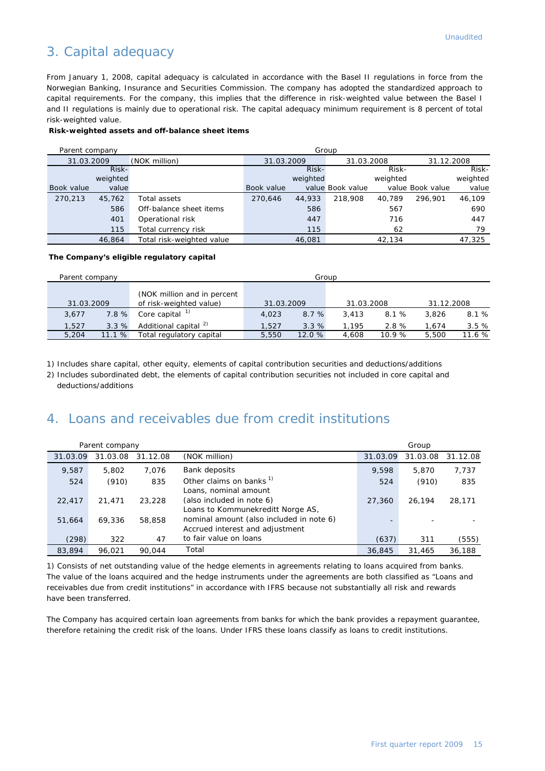# 3. Capital adequacy

From January 1, 2008, capital adequacy is calculated in accordance with the Basel II regulations in force from the Norwegian Banking, Insurance and Securities Commission. The company has adopted the standardized approach to capital requirements. For the company, this implies that the difference in risk-weighted value between the Basel I and II regulations is mainly due to operational risk. The capital adequacy minimum requirement is 8 percent of total risk-weighted value.

**Risk-weighted assets and off-balance sheet items**

| Parent company | | | Group | | | | | |
|---|---|---|---|---|---|---|---|---|
| 31.03.2009 | | (NOK million) | 31.03.2009 | | 31.03.2008 | | 31.12.2008 | |
| Book value | Risk-weighted value | | Book value | Risk-weighted value | Book value | Risk-weighted value | Book value | Risk-weighted value |
| 270,213 | 45,762 | Total assets | 270,646 | 44,933 | 218,908 | 40,789 | 296,901 | 46,109 |
| | 586 | Off-balance sheet items | | 586 | | 567 | | 690 |
| | 401 | Operational risk | | 447 | | 716 | | 447 |
| | 115 | Total currency risk | | 115 | | 62 | | 79 |
| | 46,864 | Total risk-weighted value | | 46,081 | | 42,134 | | 47,325 |

**The Company's eligible regulatory capital**

| Parent company | | | Group | | | | | |
|---|---|---|---|---|---|---|---|---|
| 31.03.2009 | | (NOK million and in percent of risk-weighted value) | 31.03.2009 | | 31.03.2008 | | 31.12.2008 | |
| 3,677 | 7.8 % | Core capital [1] | 4,023 | 8.7 % | 3,413 | 8.1 % | 3,826 | 8.1 % |
| 1,527 | 3.3 % | Additional capital [2] | 1,527 | 3.3 % | 1,195 | 2.8 % | 1,674 | 3.5 % |
| 5,204 | 11.1 % | Total regulatory capital | 5,550 | 12.0 % | 4,608 | 10.9 % | 5,500 | 11.6 % |

1) Includes share capital, other equity, elements of capital contribution securities and deductions/additions

2) Includes subordinated debt, the elements of capital contribution securities not included in core capital and deductions/additions

# 4. Loans and receivables due from credit institutions

| Parent company | | | | Group | | |
|---|---|---|---|---|---|---|
| 31.03.09 | 31.03.08 | 31.12.08 | (NOK million) | 31.03.09 | 31.03.08 | 31.12.08 |
| 9,587 | 5,802 | 7,076 | Bank deposits | 9,598 | 5,870 | 7,737 |
| 524 | (910) | 835 | Other claims on banks [1] | 524 | (910) | 835 |
| 22,417 | 21,471 | 23,228 | Loans, nominal amount (also included in note 6) | 27,360 | 26,194 | 28,171 |
| 51,664 | 69,336 | 58,858 | Loans to Kommunekreditt Norge AS, nominal amount (also included in note 6) | - | - | - |
| (298) | 322 | 47 | Accrued interest and adjustment to fair value on loans | (637) | 311 | (555) |
| 83,894 | 96,021 | 90,044 | Total | 36,845 | 31,465 | 36,188 |

1) Consists of net outstanding value of the hedge elements in agreements relating to loans acquired from banks. The value of the loans acquired and the hedge instruments under the agreements are both classified as "Loans and receivables due from credit institutions" in accordance with IFRS because not substantially all risk and rewards have been transferred.

The Company has acquired certain loan agreements from banks for which the bank provides a repayment guarantee, therefore retaining the credit risk of the loans. Under IFRS these loans classify as loans to credit institutions.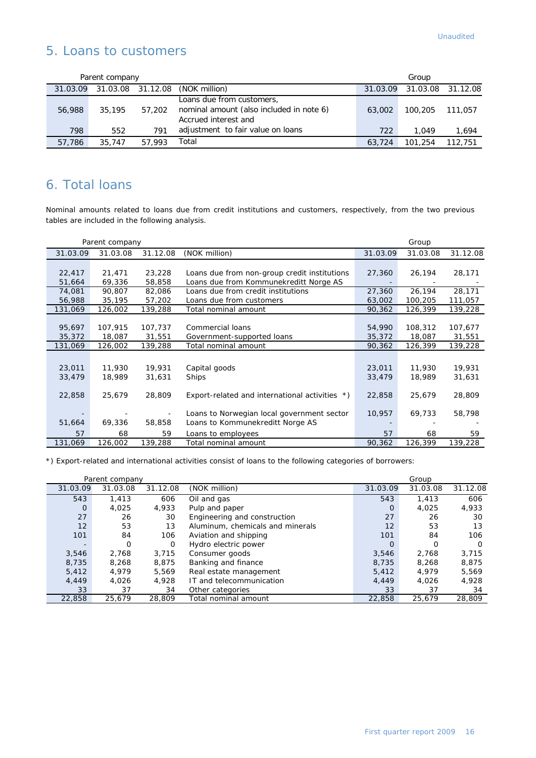Unaudited

## 5. Loans to customers

| Parent company | | | | Group | | |
|---|---|---|---|---|---|---|
| 31.03.09 | 31.03.08 | 31.12.08 | (NOK million) | 31.03.09 | 31.03.08 | 31.12.08 |
| 56,988 | 35,195 | 57,202 | Loans due from customers, nominal amount (also included in note 6) | 63,002 | 100,205 | 111,057 |
| 798 | 552 | 791 | Accrued interest and adjustment to fair value on loans | 722 | 1,049 | 1,694 |
| 57,786 | 35,747 | 57,993 | Total | 63,724 | 101,254 | 112,751 |

## 6. Total loans

Nominal amounts related to loans due from credit institutions and customers, respectively, from the two previous tables are included in the following analysis.

| Parent company | | | | Group | | |
|---|---|---|---|---|---|---|
| 31.03.09 | 31.03.08 | 31.12.08 | (NOK million) | 31.03.09 | 31.03.08 | 31.12.08 |
| 22,417 | 21,471 | 23,228 | Loans due from non-group credit institutions | 27,360 | 26,194 | 28,171 |
| 51,664 | 69,336 | 58,858 | Loans due from Kommunekreditt Norge AS | - | - | - |
| 74,081 | 90,807 | 82,086 | Loans due from credit institutions | 27,360 | 26,194 | 28,171 |
| 56,988 | 35,195 | 57,202 | Loans due from customers | 63,002 | 100,205 | 111,057 |
| 131,069 | 126,002 | 139,288 | Total nominal amount | 90,362 | 126,399 | 139,228 |
| | | | | | | |
| 95,697 | 107,915 | 107,737 | Commercial loans | 54,990 | 108,312 | 107,677 |
| 35,372 | 18,087 | 31,551 | Government-supported loans | 35,372 | 18,087 | 31,551 |
| 131,069 | 126,002 | 139,288 | Total nominal amount | 90,362 | 126,399 | 139,228 |
| | | | | | | |
| 23,011 | 11,930 | 19,931 | Capital goods | 23,011 | 11,930 | 19,931 |
| 33,479 | 18,989 | 31,631 | Ships | 33,479 | 18,989 | 31,631 |
| 22,858 | 25,679 | 28,809 | Export-related and international activities *) | 22,858 | 25,679 | 28,809 |
| - | - | - | Loans to Norwegian local government sector | 10,957 | 69,733 | 58,798 |
| 51,664 | 69,336 | 58,858 | Loans to Kommunekreditt Norge AS | - | - | - |
| 57 | 68 | 59 | Loans to employees | 57 | 68 | 59 |
| 131,069 | 126,002 | 139,288 | Total nominal amount | 90,362 | 126,399 | 139,228 |

*) Export-related and international activities consist of loans to the following categories of borrowers:

| Parent company | | | | Group | | |
|---|---|---|---|---|---|---|
| 31.03.09 | 31.03.08 | 31.12.08 | (NOK million) | 31.03.09 | 31.03.08 | 31.12.08 |
| 543 | 1,413 | 606 | Oil and gas | 543 | 1,413 | 606 |
| 0 | 4,025 | 4,933 | Pulp and paper | 0 | 4,025 | 4,933 |
| 27 | 26 | 30 | Engineering and construction | 27 | 26 | 30 |
| 12 | 53 | 13 | Aluminum, chemicals and minerals | 12 | 53 | 13 |
| 101 | 84 | 106 | Aviation and shipping | 101 | 84 | 106 |
| - | 0 | 0 | Hydro electric power | 0 | 0 | 0 |
| 3,546 | 2,768 | 3,715 | Consumer goods | 3,546 | 2,768 | 3,715 |
| 8,735 | 8,268 | 8,875 | Banking and finance | 8,735 | 8,268 | 8,875 |
| 5,412 | 4,979 | 5,569 | Real estate management | 5,412 | 4,979 | 5,569 |
| 4,449 | 4,026 | 4,928 | IT and telecommunication | 4,449 | 4,026 | 4,928 |
| 33 | 37 | 34 | Other categories | 33 | 37 | 34 |
| 22,858 | 25,679 | 28,809 | Total nominal amount | 22,858 | 25,679 | 28,809 |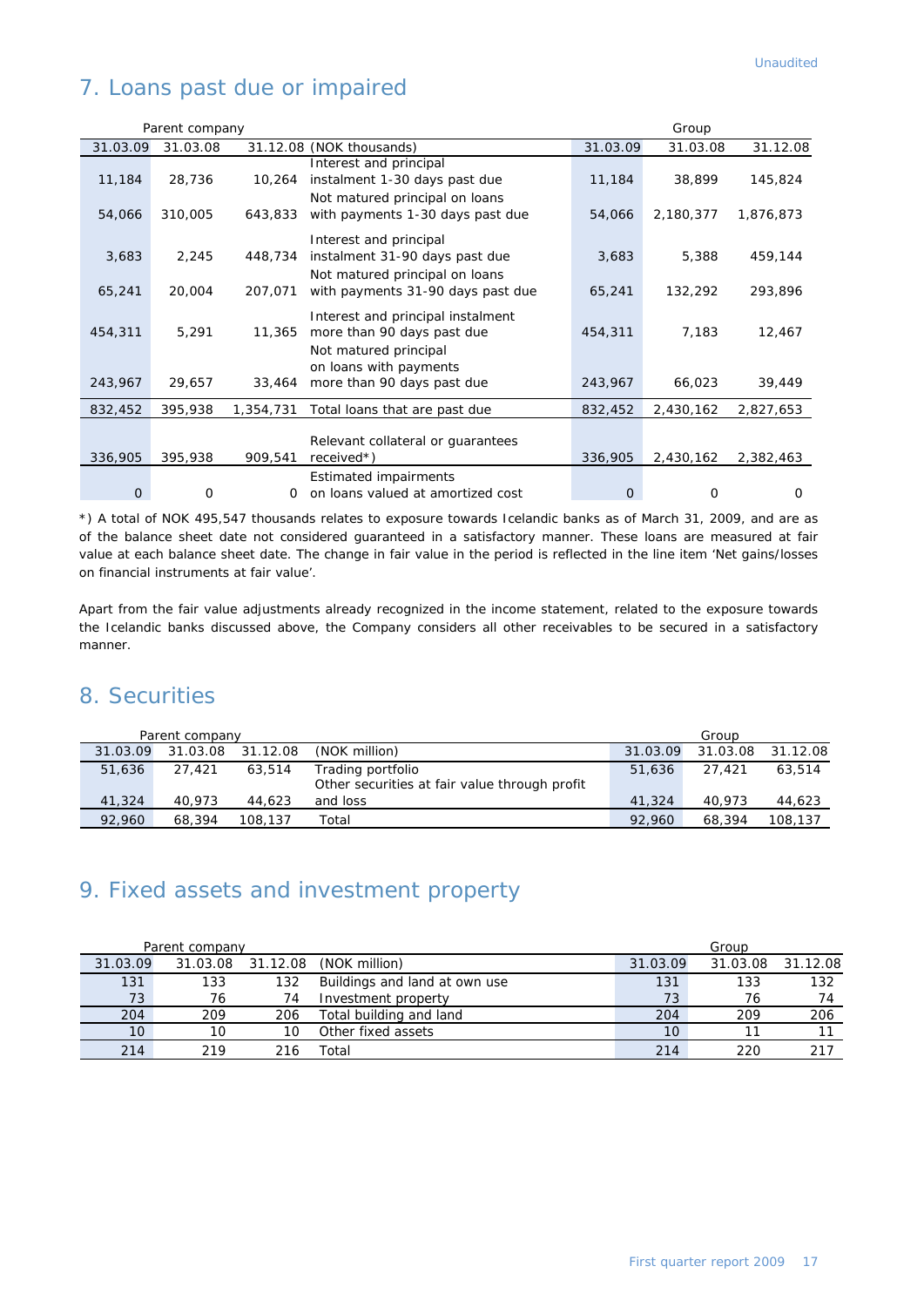Unaudited

## 7. Loans past due or impaired

| Parent company | | | | Group | | |
|---|---|---|---|---|---|---|
| 31.03.09 | 31.03.08 | 31.12.08 | (NOK thousands) | 31.03.09 | 31.03.08 | 31.12.08 |
| 11,184 | 28,736 | 10,264 | Interest and principal instalment 1-30 days past due | 11,184 | 38,899 | 145,824 |
| 54,066 | 310,005 | 643,833 | Not matured principal on loans with payments 1-30 days past due | 54,066 | 2,180,377 | 1,876,873 |
| 3,683 | 2,245 | 448,734 | Interest and principal instalment 31-90 days past due | 3,683 | 5,388 | 459,144 |
| 65,241 | 20,004 | 207,071 | Not matured principal on loans with payments 31-90 days past due | 65,241 | 132,292 | 293,896 |
| 454,311 | 5,291 | 11,365 | Interest and principal instalment more than 90 days past due | 454,311 | 7,183 | 12,467 |
| 243,967 | 29,657 | 33,464 | Not matured principal on loans with payments more than 90 days past due | 243,967 | 66,023 | 39,449 |
| 832,452 | 395,938 | 1,354,731 | Total loans that are past due | 832,452 | 2,430,162 | 2,827,653 |
| 336,905 | 395,938 | 909,541 | Relevant collateral or guarantees received*) | 336,905 | 2,430,162 | 2,382,463 |
| 0 | 0 | 0 | Estimated impairments on loans valued at amortized cost | 0 | 0 | 0 |

*) A total of NOK 495,547 thousands relates to exposure towards Icelandic banks as of March 31, 2009, and are as of the balance sheet date not considered guaranteed in a satisfactory manner. These loans are measured at fair value at each balance sheet date. The change in fair value in the period is reflected in the line item 'Net gains/losses on financial instruments at fair value'.

Apart from the fair value adjustments already recognized in the income statement, related to the exposure towards the Icelandic banks discussed above, the Company considers all other receivables to be secured in a satisfactory manner.

## 8. Securities

| Parent company | | | | Group | | |
|---|---|---|---|---|---|---|
| 31.03.09 | 31.03.08 | 31.12.08 | (NOK million) | 31.03.09 | 31.03.08 | 31.12.08 |
| 51,636 | 27,421 | 63,514 | Trading portfolio | 51,636 | 27,421 | 63,514 |
| 41,324 | 40,973 | 44,623 | Other securities at fair value through profit and loss | 41,324 | 40,973 | 44,623 |
| 92,960 | 68,394 | 108,137 | Total | 92,960 | 68,394 | 108,137 |

## 9. Fixed assets and investment property

| Parent company | | | | Group | | |
|---|---|---|---|---|---|---|
| 31.03.09 | 31.03.08 | 31.12.08 | (NOK million) | 31.03.09 | 31.03.08 | 31.12.08 |
| 131 | 133 | 132 | Buildings and land at own use | 131 | 133 | 132 |
| 73 | 76 | 74 | Investment property | 73 | 76 | 74 |
| 204 | 209 | 206 | Total building and land | 204 | 209 | 206 |
| 10 | 10 | 10 | Other fixed assets | 10 | 11 | 11 |
| 214 | 219 | 216 | Total | 214 | 220 | 217 |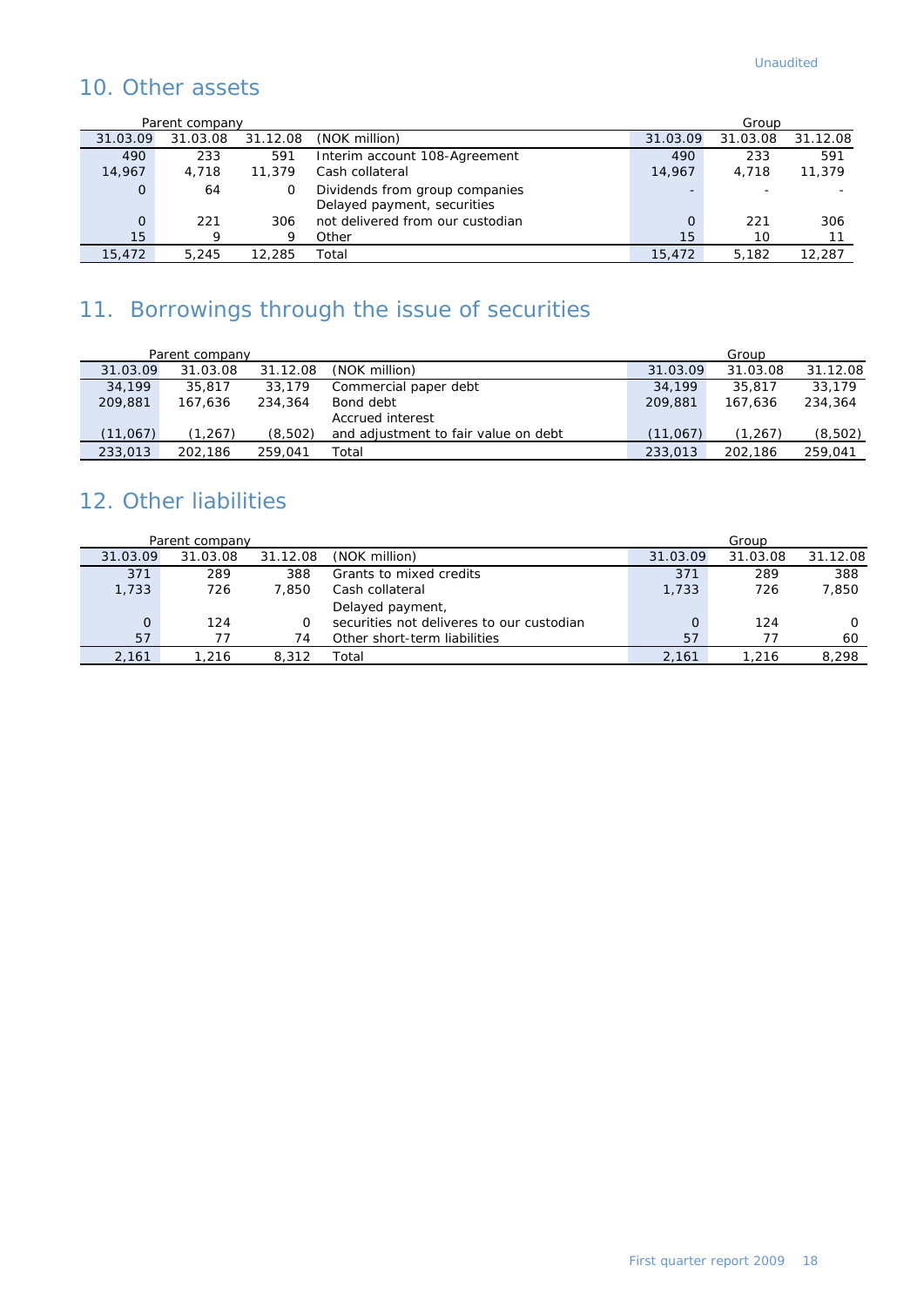Unaudited

## 10. Other assets

| Parent company | | | | Group | | |
|---|---|---|---|---|---|---|
| 31.03.09 | 31.03.08 | 31.12.08 | (NOK million) | 31.03.09 | 31.03.08 | 31.12.08 |
| 490 | 233 | 591 | Interim account 108-Agreement | 490 | 233 | 591 |
| 14,967 | 4,718 | 11,379 | Cash collateral | 14,967 | 4,718 | 11,379 |
| 0 | 64 | 0 | Dividends from group companies | - | - | - |
| 0 | 221 | 306 | Delayed payment, securities not delivered from our custodian | 0 | 221 | 306 |
| 15 | 9 | 9 | Other | 15 | 10 | 11 |
| 15,472 | 5,245 | 12,285 | Total | 15,472 | 5,182 | 12,287 |

## 11. Borrowings through the issue of securities

| Parent company | | | | Group | | |
|---|---|---|---|---|---|---|
| 31.03.09 | 31.03.08 | 31.12.08 | (NOK million) | 31.03.09 | 31.03.08 | 31.12.08 |
| 34,199 | 35,817 | 33,179 | Commercial paper debt | 34,199 | 35,817 | 33,179 |
| 209,881 | 167,636 | 234,364 | Bond debt | 209,881 | 167,636 | 234,364 |
| (11,067) | (1,267) | (8,502) | Accrued interest and adjustment to fair value on debt | (11,067) | (1,267) | (8,502) |
| 233,013 | 202,186 | 259,041 | Total | 233,013 | 202,186 | 259,041 |

## 12. Other liabilities

| Parent company | | | | Group | | |
|---|---|---|---|---|---|---|
| 31.03.09 | 31.03.08 | 31.12.08 | (NOK million) | 31.03.09 | 31.03.08 | 31.12.08 |
| 371 | 289 | 388 | Grants to mixed credits | 371 | 289 | 388 |
| 1,733 | 726 | 7,850 | Cash collateral | 1,733 | 726 | 7,850 |
| 0 | 124 | 0 | Delayed payment, securities not deliveres to our custodian | 0 | 124 | 0 |
| 57 | 77 | 74 | Other short-term liabilities | 57 | 77 | 60 |
| 2,161 | 1,216 | 8,312 | Total | 2,161 | 1,216 | 8,298 |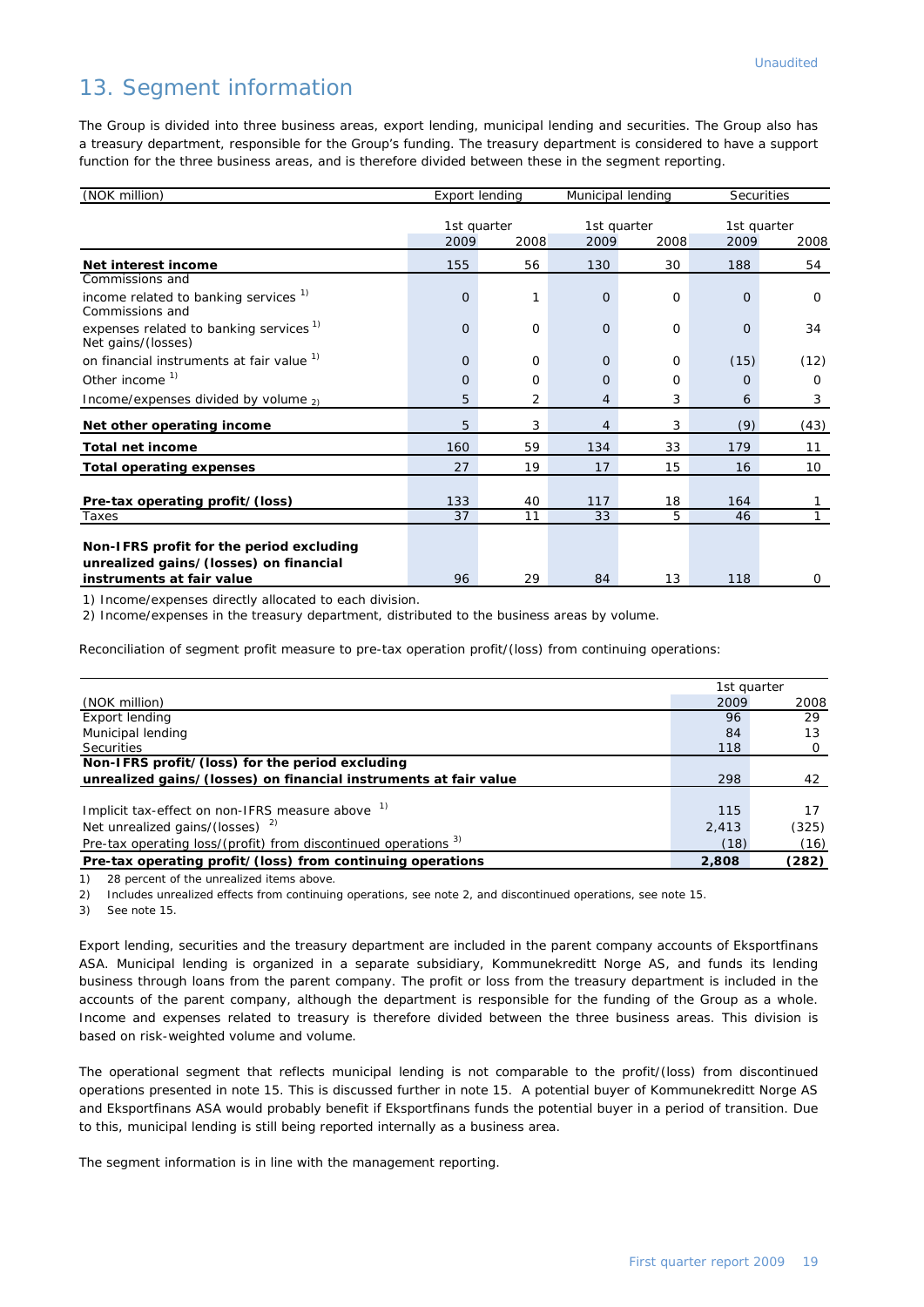Unaudited

# 13. Segment information

The Group is divided into three business areas, export lending, municipal lending and securities. The Group also has a treasury department, responsible for the Group's funding. The treasury department is considered to have a support function for the three business areas, and is therefore divided between these in the segment reporting.

| (NOK million) | Export lending | | Municipal lending | | Securities | |
|---|---|---|---|---|---|---|
| | 1st quarter | | 1st quarter | | 1st quarter | |
| | 2009 | 2008 | 2009 | 2008 | 2009 | 2008 |
| **Net interest income** | 155 | 56 | 130 | 30 | 188 | 54 |
| Commissions and income related to banking services [1] | 0 | 1 | 0 | 0 | 0 | 0 |
| Commissions and expenses related to banking services [1] | 0 | 0 | 0 | 0 | 0 | 34 |
| Net gains/(losses) on financial instruments at fair value [1] | 0 | 0 | 0 | 0 | (15) | (12) |
| Other income [1] | 0 | 0 | 0 | 0 | 0 | 0 |
| Income/expenses divided by volume [2] | 5 | 2 | 4 | 3 | 6 | 3 |
| **Net other operating income** | 5 | 3 | 4 | 3 | (9) | (43) |
| **Total net income** | 160 | 59 | 134 | 33 | 179 | 11 |
| **Total operating expenses** | 27 | 19 | 17 | 15 | 16 | 10 |
| **Pre-tax operating profit/(loss)** | 133 | 40 | 117 | 18 | 164 | 1 |
| Taxes | 37 | 11 | 33 | 5 | 46 | 1 |
| **Non-IFRS profit for the period excluding unrealized gains/(losses) on financial instruments at fair value** | 96 | 29 | 84 | 13 | 118 | 0 |

1) Income/expenses directly allocated to each division.

2) Income/expenses in the treasury department, distributed to the business areas by volume.

Reconciliation of segment profit measure to pre-tax operation profit/(loss) from continuing operations:

| (NOK million) | 1st quarter 2009 | 2008 |
|---|---|---|
| Export lending | 96 | 29 |
| Municipal lending | 84 | 13 |
| Securities | 118 | 0 |
| **Non-IFRS profit/(loss) for the period excluding unrealized gains/(losses) on financial instruments at fair value** | 298 | 42 |
| Implicit tax-effect on non-IFRS measure above [1] | 115 | 17 |
| Net unrealized gains/(losses) [2] | 2,413 | (325) |
| Pre-tax operating loss/(profit) from discontinued operations [3] | (18) | (16) |
| **Pre-tax operating profit/(loss) from continuing operations** | **2,808** | **(282)** |

1) 28 percent of the unrealized items above.

2) Includes unrealized effects from continuing operations, see note 2, and discontinued operations, see note 15.

3) See note 15.

Export lending, securities and the treasury department are included in the parent company accounts of Eksportfinans ASA. Municipal lending is organized in a separate subsidiary, Kommunekreditt Norge AS, and funds its lending business through loans from the parent company. The profit or loss from the treasury department is included in the accounts of the parent company, although the department is responsible for the funding of the Group as a whole. Income and expenses related to treasury is therefore divided between the three business areas. This division is based on risk-weighted volume and volume.

The operational segment that reflects municipal lending is not comparable to the profit/(loss) from discontinued operations presented in note 15. This is discussed further in note 15. A potential buyer of Kommunekreditt Norge AS and Eksportfinans ASA would probably benefit if Eksportfinans funds the potential buyer in a period of transition. Due to this, municipal lending is still being reported internally as a business area.

The segment information is in line with the management reporting.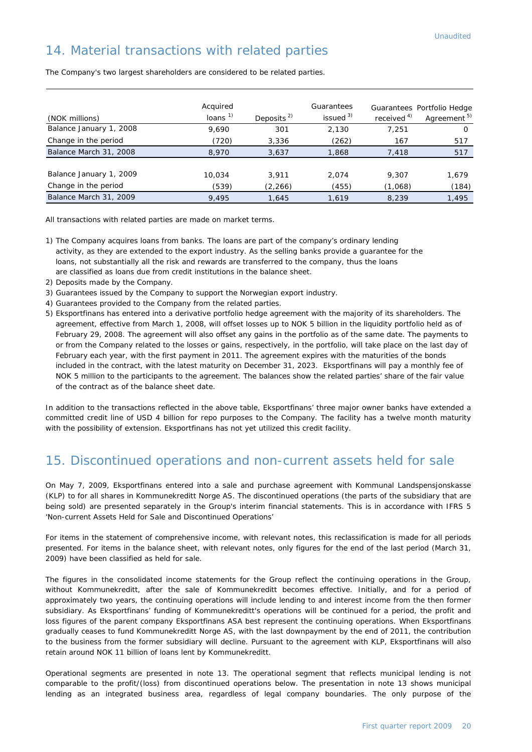Unaudited

## 14. Material transactions with related parties

The Company's two largest shareholders are considered to be related parties.

| (NOK millions) | Acquired loans [1] | Deposits [2] | Guarantees issued [3] | Guarantees received [4] | Portfolio Hedge Agreement [5] |
|---|---|---|---|---|---|
| Balance January 1, 2008 | 9,690 | 301 | 2,130 | 7,251 | 0 |
| Change in the period | (720) | 3,336 | (262) | 167 | 517 |
| Balance March 31, 2008 | 8,970 | 3,637 | 1,868 | 7,418 | 517 |
| | | | | | |
| Balance January 1, 2009 | 10,034 | 3,911 | 2,074 | 9,307 | 1,679 |
| Change in the period | (539) | (2,266) | (455) | (1,068) | (184) |
| Balance March 31, 2009 | 9,495 | 1,645 | 1,619 | 8,239 | 1,495 |

All transactions with related parties are made on market terms.

1) The Company acquires loans from banks. The loans are part of the company's ordinary lending activity, as they are extended to the export industry. As the selling banks provide a guarantee for the loans, not substantially all the risk and rewards are transferred to the company, thus the loans are classified as loans due from credit institutions in the balance sheet.
2) Deposits made by the Company.
3) Guarantees issued by the Company to support the Norwegian export industry.
4) Guarantees provided to the Company from the related parties.
5) Eksportfinans has entered into a derivative portfolio hedge agreement with the majority of its shareholders. The agreement, effective from March 1, 2008, will offset losses up to NOK 5 billion in the liquidity portfolio held as of February 29, 2008. The agreement will also offset any gains in the portfolio as of the same date. The payments to or from the Company related to the losses or gains, respectively, in the portfolio, will take place on the last day of February each year, with the first payment in 2011. The agreement expires with the maturities of the bonds included in the contract, with the latest maturity on December 31, 2023. Eksportfinans will pay a monthly fee of NOK 5 million to the participants to the agreement. The balances show the related parties' share of the fair value of the contract as of the balance sheet date.

In addition to the transactions reflected in the above table, Eksportfinans' three major owner banks have extended a committed credit line of USD 4 billion for repo purposes to the Company. The facility has a twelve month maturity with the possibility of extension. Eksportfinans has not yet utilized this credit facility.

## 15. Discontinued operations and non-current assets held for sale

On May 7, 2009, Eksportfinans entered into a sale and purchase agreement with Kommunal Landspensjonskasse (KLP) to for all shares in Kommunekreditt Norge AS. The discontinued operations (the parts of the subsidiary that are being sold) are presented separately in the Group's interim financial statements. This is in accordance with IFRS 5 'Non-current Assets Held for Sale and Discontinued Operations'

For items in the statement of comprehensive income, with relevant notes, this reclassification is made for all periods presented. For items in the balance sheet, with relevant notes, only figures for the end of the last period (March 31, 2009) have been classified as held for sale.

The figures in the consolidated income statements for the Group reflect the continuing operations in the Group, without Kommunekreditt, after the sale of Kommunekreditt becomes effective. Initially, and for a period of approximately two years, the continuing operations will include lending to and interest income from the then former subsidiary. As Eksportfinans' funding of Kommunekreditt's operations will be continued for a period, the profit and loss figures of the parent company Eksportfinans ASA best represent the continuing operations. When Eksportfinans gradually ceases to fund Kommunekreditt Norge AS, with the last downpayment by the end of 2011, the contribution to the business from the former subsidiary will decline. Pursuant to the agreement with KLP, Eksportfinans will also retain around NOK 11 billion of loans lent by Kommunekreditt.

Operational segments are presented in note 13. The operational segment that reflects municipal lending is not comparable to the profit/(loss) from discontinued operations below. The presentation in note 13 shows municipal lending as an integrated business area, regardless of legal company boundaries. The only purpose of the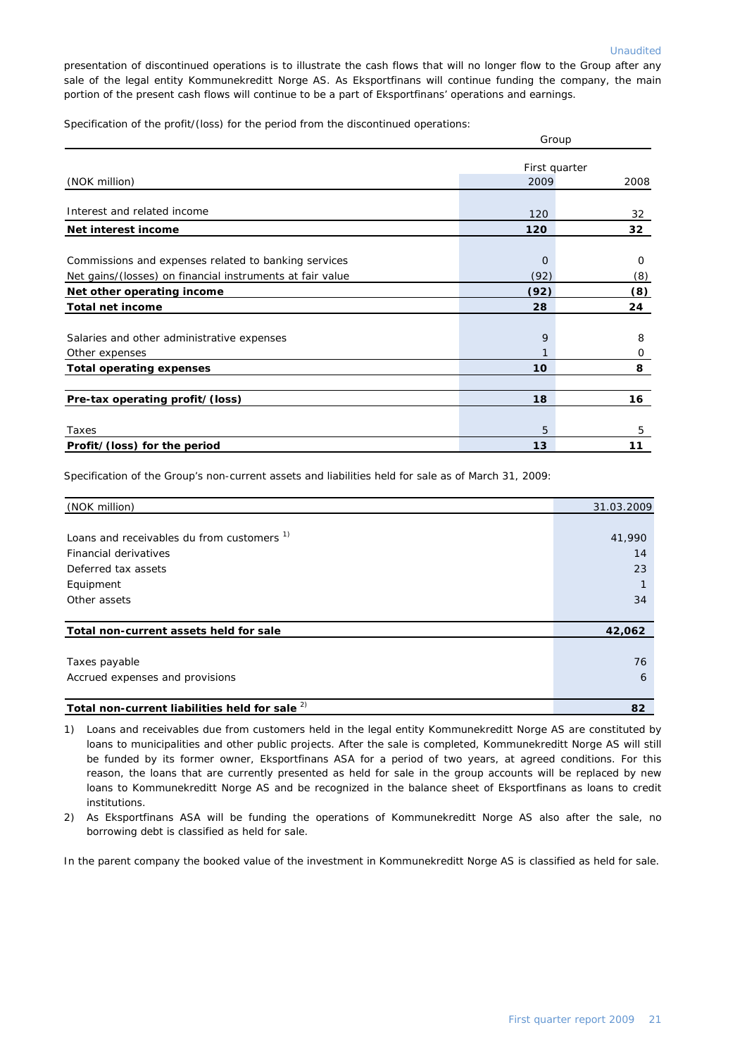presentation of discontinued operations is to illustrate the cash flows that will no longer flow to the Group after any sale of the legal entity Kommunekreditt Norge AS. As Eksportfinans will continue funding the company, the main portion of the present cash flows will continue to be a part of Eksportfinans' operations and earnings.

Specification of the profit/(loss) for the period from the discontinued operations:

| | Group | |
|---|---|---|
| | First quarter | |
| (NOK million) | 2009 | 2008 |
| Interest and related income | 120 | 32 |
| **Net interest income** | **120** | **32** |
| Commissions and expenses related to banking services | 0 | 0 |
| Net gains/(losses) on financial instruments at fair value | (92) | (8) |
| **Net other operating income** | **(92)** | **(8)** |
| **Total net income** | **28** | **24** |
| Salaries and other administrative expenses | 9 | 8 |
| Other expenses | 1 | 0 |
| **Total operating expenses** | **10** | **8** |
| **Pre-tax operating profit/(loss)** | **18** | **16** |
| Taxes | 5 | 5 |
| **Profit/(loss) for the period** | **13** | **11** |

Specification of the Group's non-current assets and liabilities held for sale as of March 31, 2009:

| (NOK million) | 31.03.2009 |
|---|---|
| Loans and receivables du from customers [1] | 41,990 |
| Financial derivatives | 14 |
| Deferred tax assets | 23 |
| Equipment | 1 |
| Other assets | 34 |
| **Total non-current assets held for sale** | **42,062** |
| Taxes payable | 76 |
| Accrued expenses and provisions | 6 |
| **Total non-current liabilities held for sale** [2] | **82** |

1) Loans and receivables due from customers held in the legal entity Kommunekreditt Norge AS are constituted by loans to municipalities and other public projects. After the sale is completed, Kommunekreditt Norge AS will still be funded by its former owner, Eksportfinans ASA for a period of two years, at agreed conditions. For this reason, the loans that are currently presented as held for sale in the group accounts will be replaced by new loans to Kommunekreditt Norge AS and be recognized in the balance sheet of Eksportfinans as loans to credit institutions.

2) As Eksportfinans ASA will be funding the operations of Kommunekreditt Norge AS also after the sale, no borrowing debt is classified as held for sale.

In the parent company the booked value of the investment in Kommunekreditt Norge AS is classified as held for sale.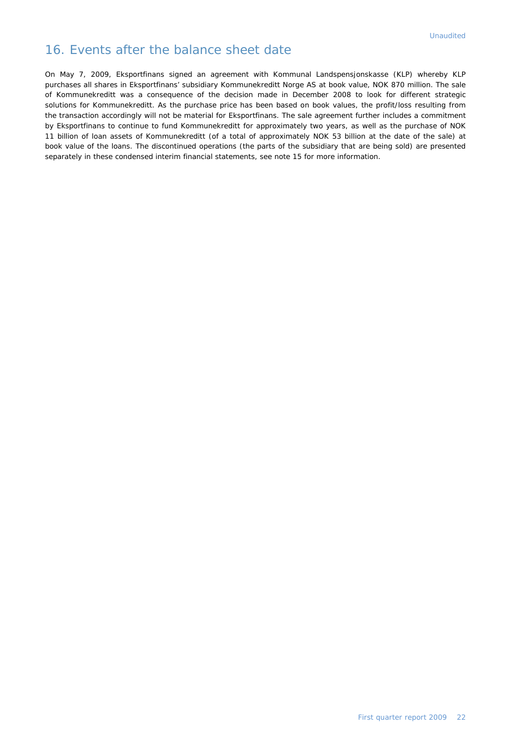## 16. Events after the balance sheet date

On May 7, 2009, Eksportfinans signed an agreement with Kommunal Landspensjonskasse (KLP) whereby KLP purchases all shares in Eksportfinans' subsidiary Kommunekreditt Norge AS at book value, NOK 870 million. The sale of Kommunekreditt was a consequence of the decision made in December 2008 to look for different strategic solutions for Kommunekreditt. As the purchase price has been based on book values, the profit/loss resulting from the transaction accordingly will not be material for Eksportfinans. The sale agreement further includes a commitment by Eksportfinans to continue to fund Kommunekreditt for approximately two years, as well as the purchase of NOK 11 billion of loan assets of Kommunekreditt (of a total of approximately NOK 53 billion at the date of the sale) at book value of the loans. The discontinued operations (the parts of the subsidiary that are being sold) are presented separately in these condensed interim financial statements, see note 15 for more information.